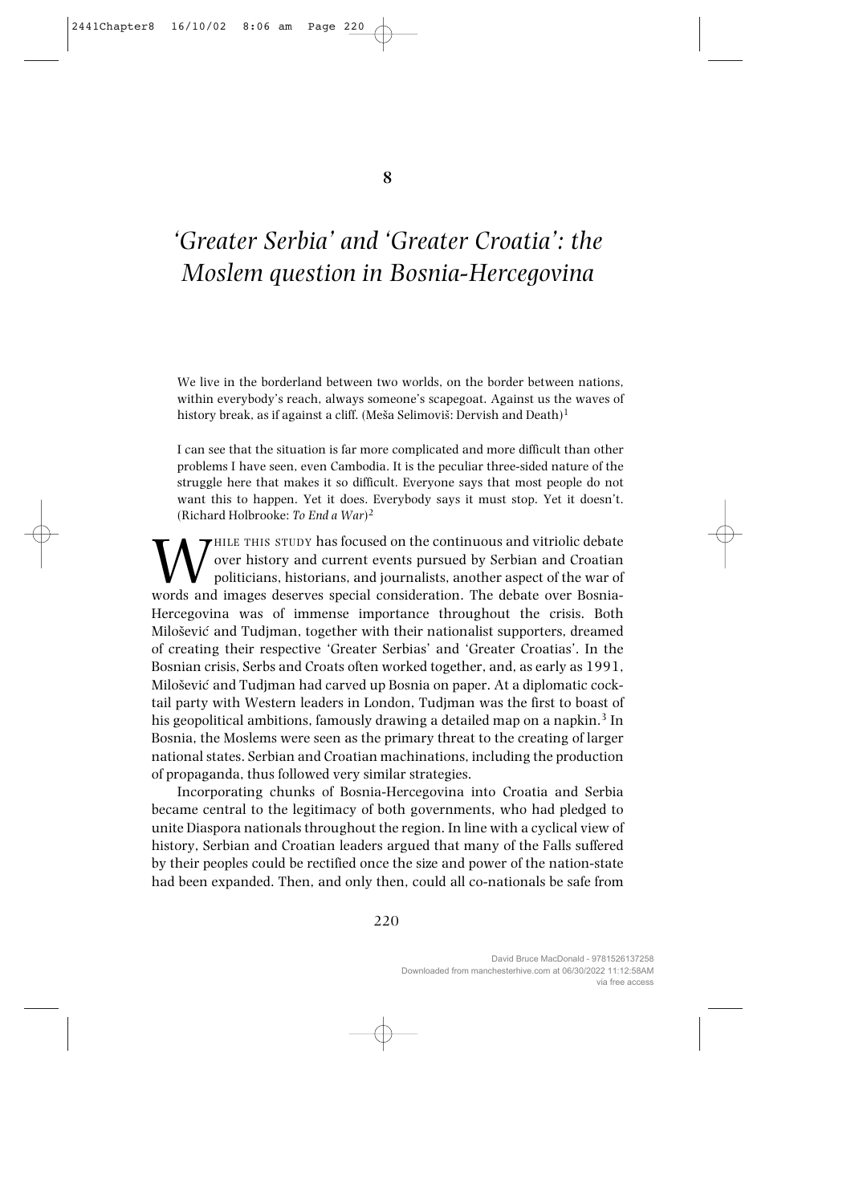# 8

# *'Greater Serbia' and 'Greater Croatia': the Moslem question in Bosnia-Hercegovina*

We live in the borderland between two worlds, on the border between nations, within everybody's reach, always someone's scapegoat. Against us the waves of history break, as if against a cliff. (Meša Selimoviš: Dervish and Death)[1]

I can see that the situation is far more complicated and more difficult than other problems I have seen, even Cambodia. It is the peculiar three-sided nature of the struggle here that makes it so difficult. Everyone says that most people do not want this to happen. Yet it does. Everybody says it must stop. Yet it doesn't. (Richard Holbrooke: *To End a War*)[2]

While this study has focused on the continuous and vitriolic debate over history and current events pursued by Serbian and Croatian politicians, historians, and journalists, another aspect of the war of words and images deserves special consideration. The debate over Bosnia-Hercegovina was of immense importance throughout the crisis. Both Milošević and Tudjman, together with their nationalist supporters, dreamed of creating their respective 'Greater Serbias' and 'Greater Croatias'. In the Bosnian crisis, Serbs and Croats often worked together, and, as early as 1991, Milošević and Tudjman had carved up Bosnia on paper. At a diplomatic cocktail party with Western leaders in London, Tudjman was the first to boast of his geopolitical ambitions, famously drawing a detailed map on a napkin.[3] In Bosnia, the Moslems were seen as the primary threat to the creating of larger national states. Serbian and Croatian machinations, including the production of propaganda, thus followed very similar strategies.

Incorporating chunks of Bosnia-Hercegovina into Croatia and Serbia became central to the legitimacy of both governments, who had pledged to unite Diaspora nationals throughout the region. In line with a cyclical view of history, Serbian and Croatian leaders argued that many of the Falls suffered by their peoples could be rectified once the size and power of the nation-state had been expanded. Then, and only then, could all co-nationals be safe from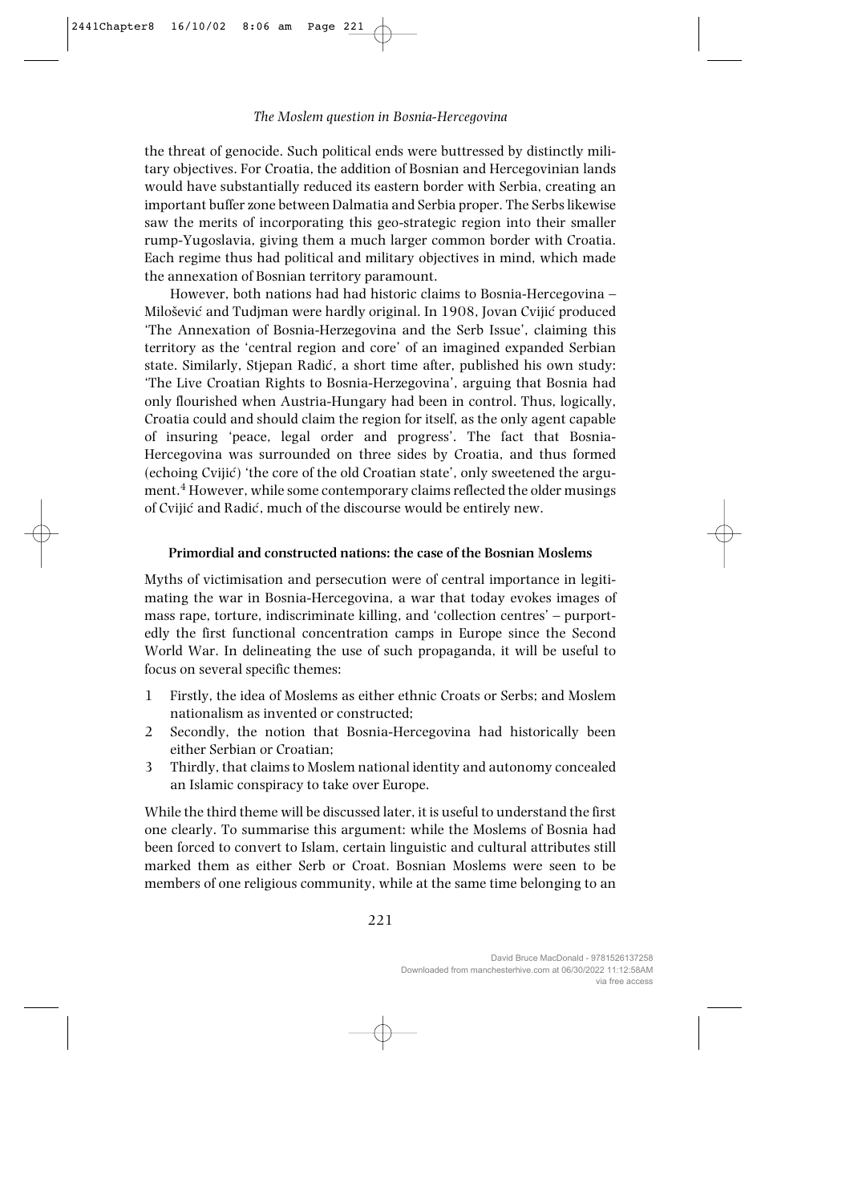the threat of genocide. Such political ends were buttressed by distinctly military objectives. For Croatia, the addition of Bosnian and Hercegovinian lands would have substantially reduced its eastern border with Serbia, creating an important buffer zone between Dalmatia and Serbia proper. The Serbs likewise saw the merits of incorporating this geo-strategic region into their smaller rump-Yugoslavia, giving them a much larger common border with Croatia. Each regime thus had political and military objectives in mind, which made the annexation of Bosnian territory paramount.

However, both nations had had historic claims to Bosnia-Hercegovina – Milošević and Tudjman were hardly original. In 1908, Jovan Cvijić produced 'The Annexation of Bosnia-Herzegovina and the Serb Issue', claiming this territory as the 'central region and core' of an imagined expanded Serbian state. Similarly, Stjepan Radić, a short time after, published his own study: 'The Live Croatian Rights to Bosnia-Herzegovina', arguing that Bosnia had only flourished when Austria-Hungary had been in control. Thus, logically, Croatia could and should claim the region for itself, as the only agent capable of insuring 'peace, legal order and progress'. The fact that Bosnia-Hercegovina was surrounded on three sides by Croatia, and thus formed (echoing Cvijić) 'the core of the old Croatian state', only sweetened the argument.[4] However, while some contemporary claims reflected the older musings of Cvijić and Radić, much of the discourse would be entirely new.

### Primordial and constructed nations: the case of the Bosnian Moslems

Myths of victimisation and persecution were of central importance in legitimating the war in Bosnia-Hercegovina, a war that today evokes images of mass rape, torture, indiscriminate killing, and 'collection centres' – purportedly the first functional concentration camps in Europe since the Second World War. In delineating the use of such propaganda, it will be useful to focus on several specific themes:

1. Firstly, the idea of Moslems as either ethnic Croats or Serbs; and Moslem nationalism as invented or constructed;
2. Secondly, the notion that Bosnia-Hercegovina had historically been either Serbian or Croatian;
3. Thirdly, that claims to Moslem national identity and autonomy concealed an Islamic conspiracy to take over Europe.

While the third theme will be discussed later, it is useful to understand the first one clearly. To summarise this argument: while the Moslems of Bosnia had been forced to convert to Islam, certain linguistic and cultural attributes still marked them as either Serb or Croat. Bosnian Moslems were seen to be members of one religious community, while at the same time belonging to an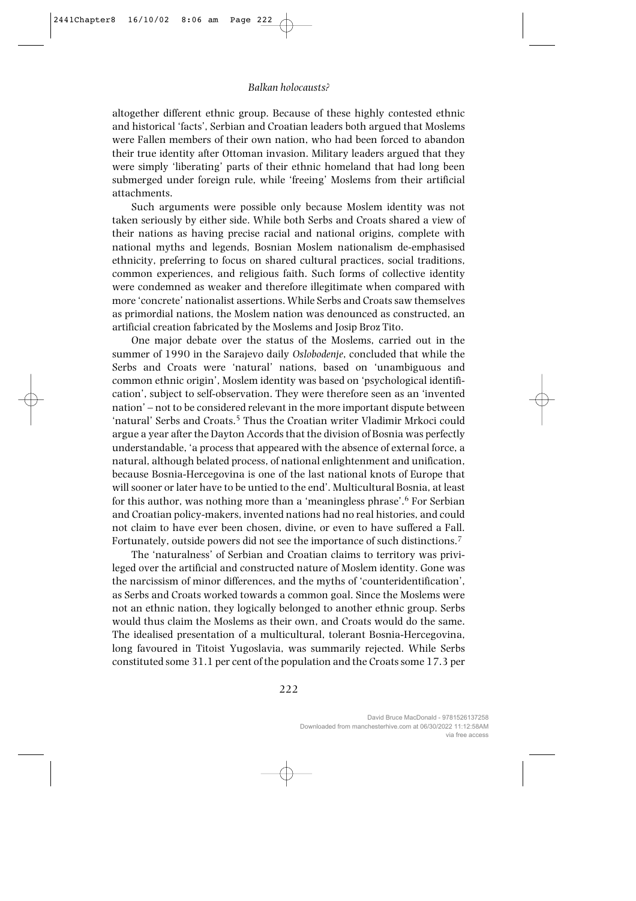altogether different ethnic group. Because of these highly contested ethnic and historical 'facts', Serbian and Croatian leaders both argued that Moslems were Fallen members of their own nation, who had been forced to abandon their true identity after Ottoman invasion. Military leaders argued that they were simply 'liberating' parts of their ethnic homeland that had long been submerged under foreign rule, while 'freeing' Moslems from their artificial attachments.

Such arguments were possible only because Moslem identity was not taken seriously by either side. While both Serbs and Croats shared a view of their nations as having precise racial and national origins, complete with national myths and legends, Bosnian Moslem nationalism de-emphasised ethnicity, preferring to focus on shared cultural practices, social traditions, common experiences, and religious faith. Such forms of collective identity were condemned as weaker and therefore illegitimate when compared with more 'concrete' nationalist assertions. While Serbs and Croats saw themselves as primordial nations, the Moslem nation was denounced as constructed, an artificial creation fabricated by the Moslems and Josip Broz Tito.

One major debate over the status of the Moslems, carried out in the summer of 1990 in the Sarajevo daily *Oslobodenje*, concluded that while the Serbs and Croats were 'natural' nations, based on 'unambiguous and common ethnic origin', Moslem identity was based on 'psychological identification', subject to self-observation. They were therefore seen as an 'invented nation' – not to be considered relevant in the more important dispute between 'natural' Serbs and Croats.[5] Thus the Croatian writer Vladimir Mrkoci could argue a year after the Dayton Accords that the division of Bosnia was perfectly understandable, 'a process that appeared with the absence of external force, a natural, although belated process, of national enlightenment and unification, because Bosnia-Hercegovina is one of the last national knots of Europe that will sooner or later have to be untied to the end'. Multicultural Bosnia, at least for this author, was nothing more than a 'meaningless phrase'.[6] For Serbian and Croatian policy-makers, invented nations had no real histories, and could not claim to have ever been chosen, divine, or even to have suffered a Fall. Fortunately, outside powers did not see the importance of such distinctions.[7]

The 'naturalness' of Serbian and Croatian claims to territory was privileged over the artificial and constructed nature of Moslem identity. Gone was the narcissism of minor differences, and the myths of 'counteridentification', as Serbs and Croats worked towards a common goal. Since the Moslems were not an ethnic nation, they logically belonged to another ethnic group. Serbs would thus claim the Moslems as their own, and Croats would do the same. The idealised presentation of a multicultural, tolerant Bosnia-Hercegovina, long favoured in Titoist Yugoslavia, was summarily rejected. While Serbs constituted some 31.1 per cent of the population and the Croats some 17.3 per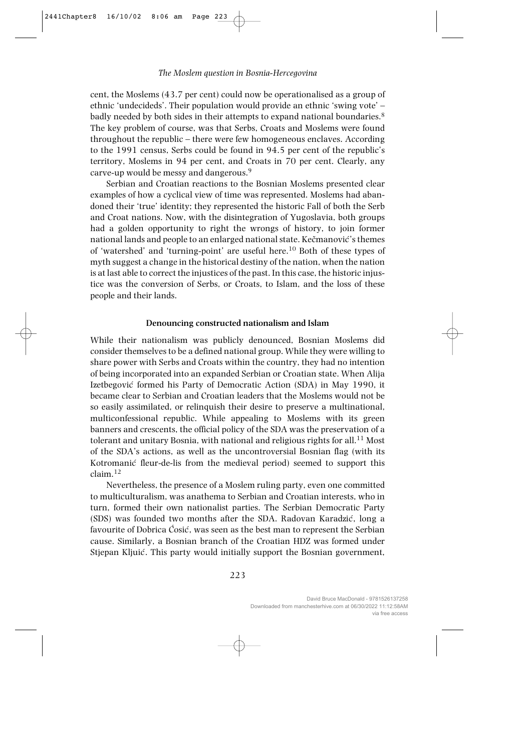cent, the Moslems (43.7 per cent) could now be operationalised as a group of ethnic 'undecideds'. Their population would provide an ethnic 'swing vote' – badly needed by both sides in their attempts to expand national boundaries.[8] The key problem of course, was that Serbs, Croats and Moslems were found throughout the republic – there were few homogeneous enclaves. According to the 1991 census, Serbs could be found in 94.5 per cent of the republic's territory, Moslems in 94 per cent, and Croats in 70 per cent. Clearly, any carve-up would be messy and dangerous.[9]

Serbian and Croatian reactions to the Bosnian Moslems presented clear examples of how a cyclical view of time was represented. Moslems had abandoned their 'true' identity; they represented the historic Fall of both the Serb and Croat nations. Now, with the disintegration of Yugoslavia, both groups had a golden opportunity to right the wrongs of history, to join former national lands and people to an enlarged national state. Kečmanović's themes of 'watershed' and 'turning-point' are useful here.[10] Both of these types of myth suggest a change in the historical destiny of the nation, when the nation is at last able to correct the injustices of the past. In this case, the historic injustice was the conversion of Serbs, or Croats, to Islam, and the loss of these people and their lands.

## Denouncing constructed nationalism and Islam

While their nationalism was publicly denounced, Bosnian Moslems did consider themselves to be a defined national group. While they were willing to share power with Serbs and Croats within the country, they had no intention of being incorporated into an expanded Serbian or Croatian state. When Alija Izetbegović formed his Party of Democratic Action (SDA) in May 1990, it became clear to Serbian and Croatian leaders that the Moslems would not be so easily assimilated, or relinquish their desire to preserve a multinational, multiconfessional republic. While appealing to Moslems with its green banners and crescents, the official policy of the SDA was the preservation of a tolerant and unitary Bosnia, with national and religious rights for all.[11] Most of the SDA's actions, as well as the uncontroversial Bosnian flag (with its Kotromanić fleur-de-lis from the medieval period) seemed to support this claim.[12]

Nevertheless, the presence of a Moslem ruling party, even one committed to multiculturalism, was anathema to Serbian and Croatian interests, who in turn, formed their own nationalist parties. The Serbian Democratic Party (SDS) was founded two months after the SDA. Radovan Karadzić, long a favourite of Dobrica Ćosić, was seen as the best man to represent the Serbian cause. Similarly, a Bosnian branch of the Croatian HDZ was formed under Stjepan Kljuić. This party would initially support the Bosnian government,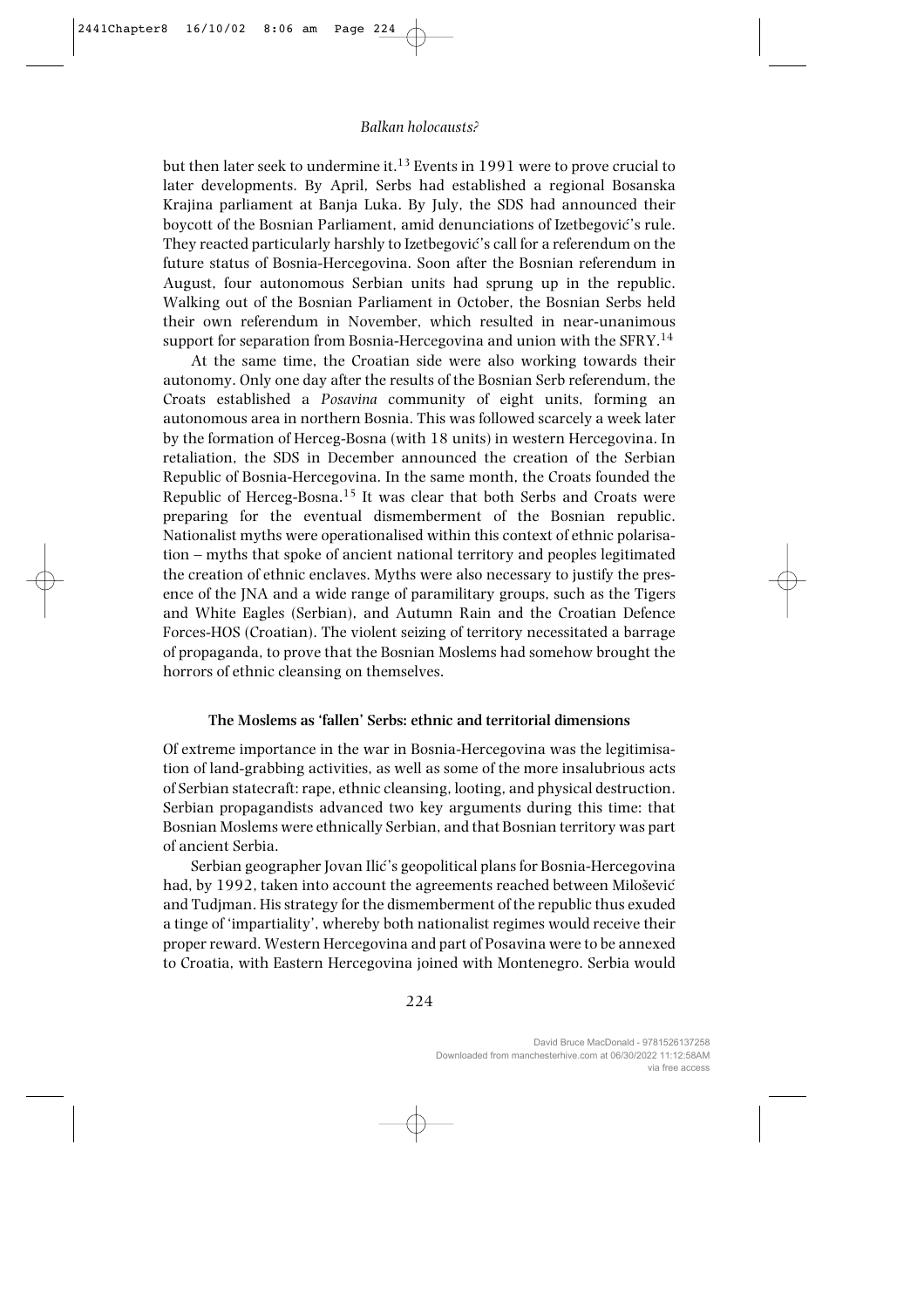but then later seek to undermine it.[13] Events in 1991 were to prove crucial to later developments. By April, Serbs had established a regional Bosanska Krajina parliament at Banja Luka. By July, the SDS had announced their boycott of the Bosnian Parliament, amid denunciations of Izetbegović's rule. They reacted particularly harshly to Izetbegović's call for a referendum on the future status of Bosnia-Hercegovina. Soon after the Bosnian referendum in August, four autonomous Serbian units had sprung up in the republic. Walking out of the Bosnian Parliament in October, the Bosnian Serbs held their own referendum in November, which resulted in near-unanimous support for separation from Bosnia-Hercegovina and union with the SFRY.[14]

At the same time, the Croatian side were also working towards their autonomy. Only one day after the results of the Bosnian Serb referendum, the Croats established a *Posavina* community of eight units, forming an autonomous area in northern Bosnia. This was followed scarcely a week later by the formation of Herceg-Bosna (with 18 units) in western Hercegovina. In retaliation, the SDS in December announced the creation of the Serbian Republic of Bosnia-Hercegovina. In the same month, the Croats founded the Republic of Herceg-Bosna.[15] It was clear that both Serbs and Croats were preparing for the eventual dismemberment of the Bosnian republic. Nationalist myths were operationalised within this context of ethnic polarisation – myths that spoke of ancient national territory and peoples legitimated the creation of ethnic enclaves. Myths were also necessary to justify the presence of the JNA and a wide range of paramilitary groups, such as the Tigers and White Eagles (Serbian), and Autumn Rain and the Croatian Defence Forces-HOS (Croatian). The violent seizing of territory necessitated a barrage of propaganda, to prove that the Bosnian Moslems had somehow brought the horrors of ethnic cleansing on themselves.

## The Moslems as 'fallen' Serbs: ethnic and territorial dimensions

Of extreme importance in the war in Bosnia-Hercegovina was the legitimisation of land-grabbing activities, as well as some of the more insalubrious acts of Serbian statecraft: rape, ethnic cleansing, looting, and physical destruction. Serbian propagandists advanced two key arguments during this time: that Bosnian Moslems were ethnically Serbian, and that Bosnian territory was part of ancient Serbia.

Serbian geographer Jovan Ilić's geopolitical plans for Bosnia-Hercegovina had, by 1992, taken into account the agreements reached between Milošević and Tudjman. His strategy for the dismemberment of the republic thus exuded a tinge of 'impartiality', whereby both nationalist regimes would receive their proper reward. Western Hercegovina and part of Posavina were to be annexed to Croatia, with Eastern Hercegovina joined with Montenegro. Serbia would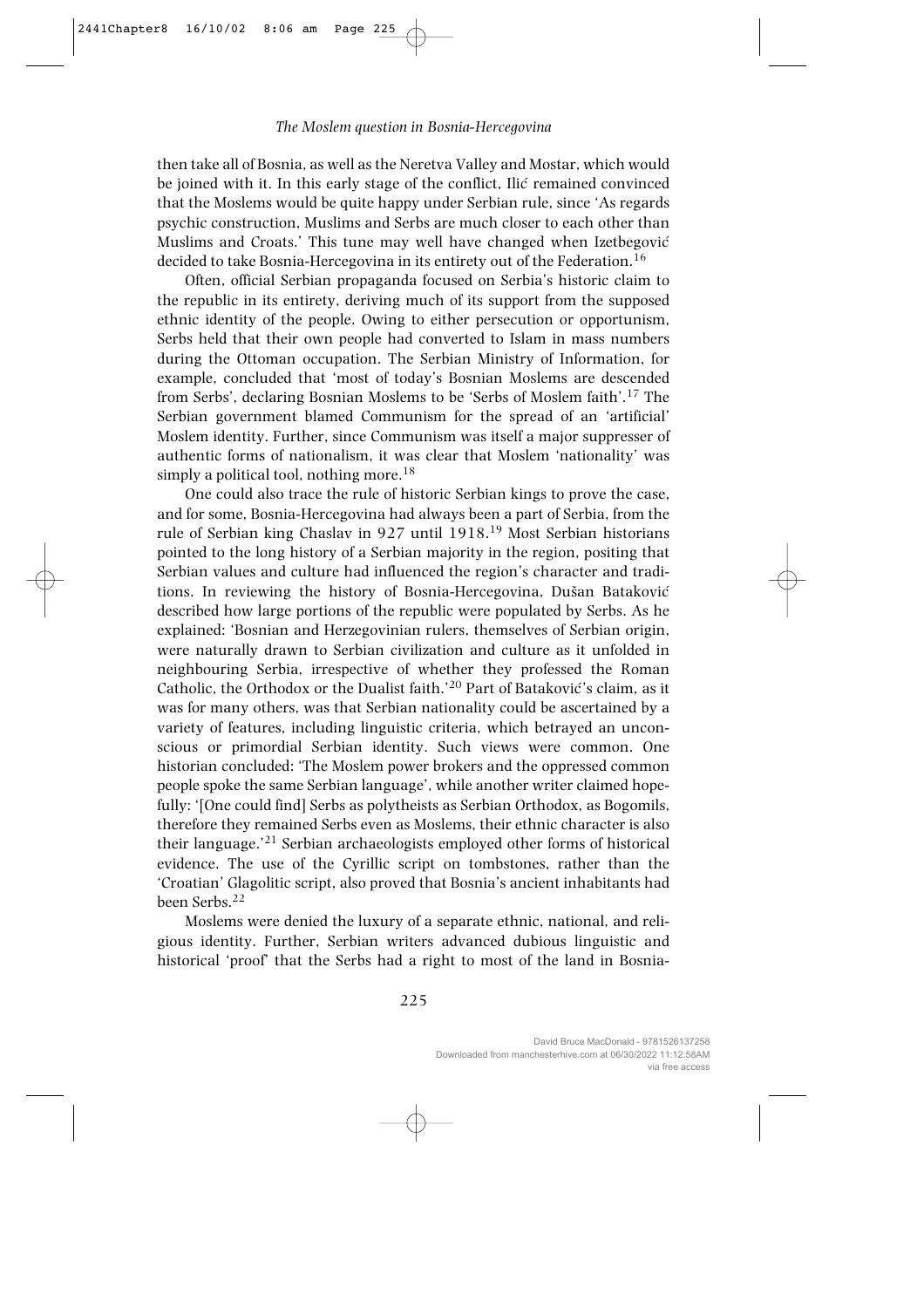then take all of Bosnia, as well as the Neretva Valley and Mostar, which would be joined with it. In this early stage of the conflict, Ilić remained convinced that the Moslems would be quite happy under Serbian rule, since 'As regards psychic construction, Muslims and Serbs are much closer to each other than Muslims and Croats.' This tune may well have changed when Izetbegović decided to take Bosnia-Hercegovina in its entirety out of the Federation.[16]

Often, official Serbian propaganda focused on Serbia's historic claim to the republic in its entirety, deriving much of its support from the supposed ethnic identity of the people. Owing to either persecution or opportunism, Serbs held that their own people had converted to Islam in mass numbers during the Ottoman occupation. The Serbian Ministry of Information, for example, concluded that 'most of today's Bosnian Moslems are descended from Serbs', declaring Bosnian Moslems to be 'Serbs of Moslem faith'.[17] The Serbian government blamed Communism for the spread of an 'artificial' Moslem identity. Further, since Communism was itself a major suppresser of authentic forms of nationalism, it was clear that Moslem 'nationality' was simply a political tool, nothing more.[18]

One could also trace the rule of historic Serbian kings to prove the case, and for some, Bosnia-Hercegovina had always been a part of Serbia, from the rule of Serbian king Chaslav in 927 until 1918.[19] Most Serbian historians pointed to the long history of a Serbian majority in the region, positing that Serbian values and culture had influenced the region's character and traditions. In reviewing the history of Bosnia-Hercegovina, Dušan Bataković described how large portions of the republic were populated by Serbs. As he explained: 'Bosnian and Herzegovinian rulers, themselves of Serbian origin, were naturally drawn to Serbian civilization and culture as it unfolded in neighbouring Serbia, irrespective of whether they professed the Roman Catholic, the Orthodox or the Dualist faith.'[20] Part of Bataković's claim, as it was for many others, was that Serbian nationality could be ascertained by a variety of features, including linguistic criteria, which betrayed an unconscious or primordial Serbian identity. Such views were common. One historian concluded: 'The Moslem power brokers and the oppressed common people spoke the same Serbian language', while another writer claimed hopefully: '[One could find] Serbs as polytheists as Serbian Orthodox, as Bogomils, therefore they remained Serbs even as Moslems, their ethnic character is also their language.'[21] Serbian archaeologists employed other forms of historical evidence. The use of the Cyrillic script on tombstones, rather than the 'Croatian' Glagolitic script, also proved that Bosnia's ancient inhabitants had been Serbs.[22]

Moslems were denied the luxury of a separate ethnic, national, and religious identity. Further, Serbian writers advanced dubious linguistic and historical 'proof' that the Serbs had a right to most of the land in Bosnia-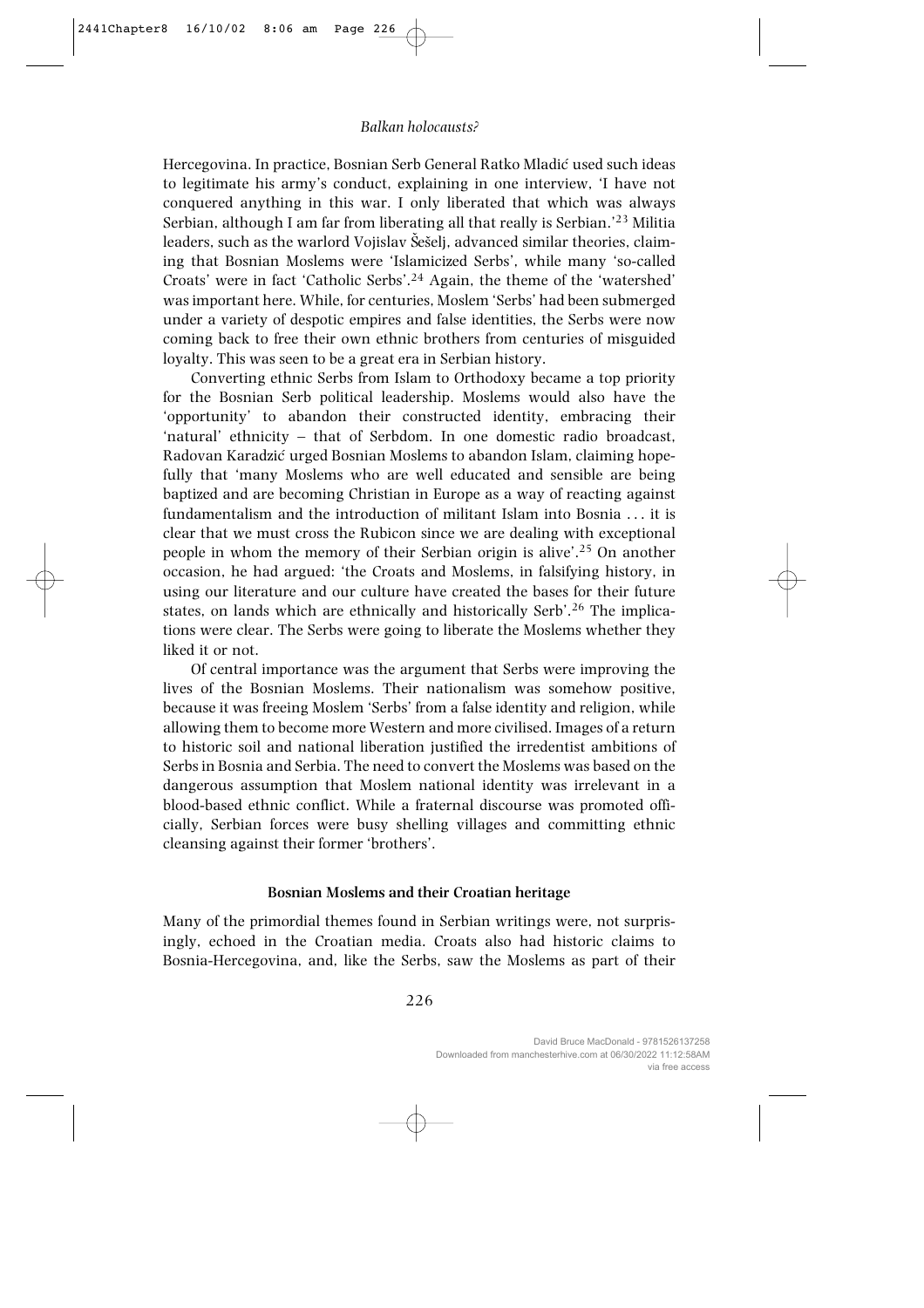Hercegovina. In practice, Bosnian Serb General Ratko Mladić used such ideas to legitimate his army's conduct, explaining in one interview, 'I have not conquered anything in this war. I only liberated that which was always Serbian, although I am far from liberating all that really is Serbian.'[23] Militia leaders, such as the warlord Vojislav Šešelj, advanced similar theories, claiming that Bosnian Moslems were 'Islamicized Serbs', while many 'so-called Croats' were in fact 'Catholic Serbs'.[24] Again, the theme of the 'watershed' was important here. While, for centuries, Moslem 'Serbs' had been submerged under a variety of despotic empires and false identities, the Serbs were now coming back to free their own ethnic brothers from centuries of misguided loyalty. This was seen to be a great era in Serbian history.

Converting ethnic Serbs from Islam to Orthodoxy became a top priority for the Bosnian Serb political leadership. Moslems would also have the 'opportunity' to abandon their constructed identity, embracing their 'natural' ethnicity – that of Serbdom. In one domestic radio broadcast, Radovan Karadzić urged Bosnian Moslems to abandon Islam, claiming hopefully that 'many Moslems who are well educated and sensible are being baptized and are becoming Christian in Europe as a way of reacting against fundamentalism and the introduction of militant Islam into Bosnia . . . it is clear that we must cross the Rubicon since we are dealing with exceptional people in whom the memory of their Serbian origin is alive'.[25] On another occasion, he had argued: 'the Croats and Moslems, in falsifying history, in using our literature and our culture have created the bases for their future states, on lands which are ethnically and historically Serb'.[26] The implications were clear. The Serbs were going to liberate the Moslems whether they liked it or not.

Of central importance was the argument that Serbs were improving the lives of the Bosnian Moslems. Their nationalism was somehow positive, because it was freeing Moslem 'Serbs' from a false identity and religion, while allowing them to become more Western and more civilised. Images of a return to historic soil and national liberation justified the irredentist ambitions of Serbs in Bosnia and Serbia. The need to convert the Moslems was based on the dangerous assumption that Moslem national identity was irrelevant in a blood-based ethnic conflict. While a fraternal discourse was promoted officially, Serbian forces were busy shelling villages and committing ethnic cleansing against their former 'brothers'.

### Bosnian Moslems and their Croatian heritage

Many of the primordial themes found in Serbian writings were, not surprisingly, echoed in the Croatian media. Croats also had historic claims to Bosnia-Hercegovina, and, like the Serbs, saw the Moslems as part of their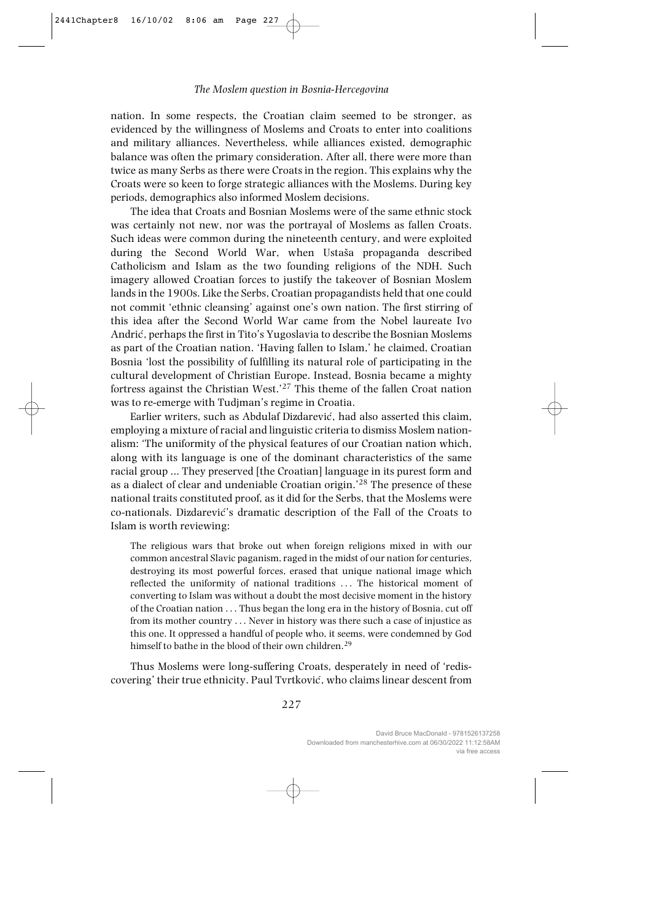nation. In some respects, the Croatian claim seemed to be stronger, as evidenced by the willingness of Moslems and Croats to enter into coalitions and military alliances. Nevertheless, while alliances existed, demographic balance was often the primary consideration. After all, there were more than twice as many Serbs as there were Croats in the region. This explains why the Croats were so keen to forge strategic alliances with the Moslems. During key periods, demographics also informed Moslem decisions.

The idea that Croats and Bosnian Moslems were of the same ethnic stock was certainly not new, nor was the portrayal of Moslems as fallen Croats. Such ideas were common during the nineteenth century, and were exploited during the Second World War, when Ustaša propaganda described Catholicism and Islam as the two founding religions of the NDH. Such imagery allowed Croatian forces to justify the takeover of Bosnian Moslem lands in the 1900s. Like the Serbs, Croatian propagandists held that one could not commit 'ethnic cleansing' against one's own nation. The first stirring of this idea after the Second World War came from the Nobel laureate Ivo Andrić, perhaps the first in Tito's Yugoslavia to describe the Bosnian Moslems as part of the Croatian nation. 'Having fallen to Islam,' he claimed, Croatian Bosnia 'lost the possibility of fulfilling its natural role of participating in the cultural development of Christian Europe. Instead, Bosnia became a mighty fortress against the Christian West.'[27] This theme of the fallen Croat nation was to re-emerge with Tudjman's regime in Croatia.

Earlier writers, such as Abdulaf Dizdarević, had also asserted this claim, employing a mixture of racial and linguistic criteria to dismiss Moslem nationalism: 'The uniformity of the physical features of our Croatian nation which, along with its language is one of the dominant characteristics of the same racial group ... They preserved [the Croatian] language in its purest form and as a dialect of clear and undeniable Croatian origin.'[28] The presence of these national traits constituted proof, as it did for the Serbs, that the Moslems were co-nationals. Dizdarević's dramatic description of the Fall of the Croats to Islam is worth reviewing:

> The religious wars that broke out when foreign religions mixed in with our common ancestral Slavic paganism, raged in the midst of our nation for centuries, destroying its most powerful forces, erased that unique national image which reflected the uniformity of national traditions . . . The historical moment of converting to Islam was without a doubt the most decisive moment in the history of the Croatian nation . . . Thus began the long era in the history of Bosnia, cut off from its mother country . . . Never in history was there such a case of injustice as this one. It oppressed a handful of people who, it seems, were condemned by God himself to bathe in the blood of their own children.[29]

Thus Moslems were long-suffering Croats, desperately in need of 'rediscovering' their true ethnicity. Paul Tvrtković, who claims linear descent from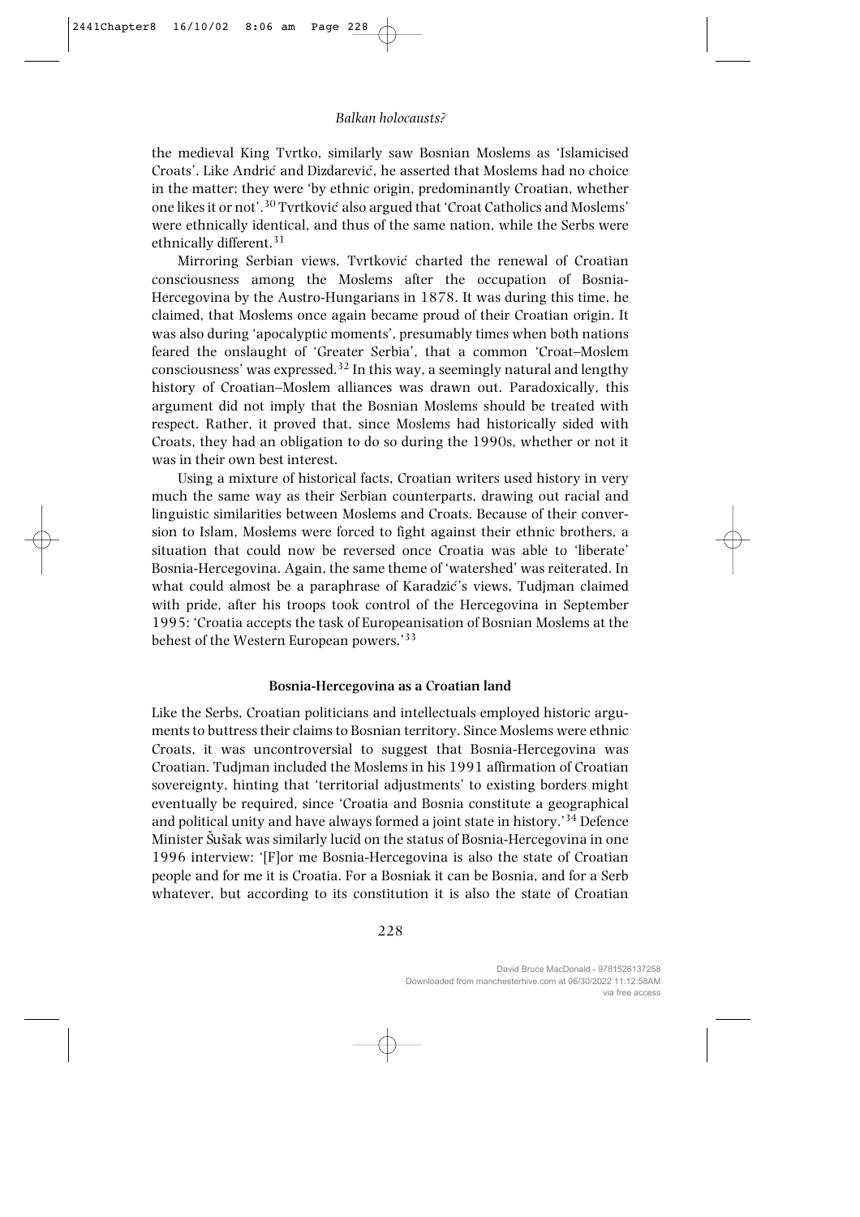the medieval King Tvrtko, similarly saw Bosnian Moslems as 'Islamicised Croats'. Like Andrić and Dizdarević, he asserted that Moslems had no choice in the matter: they were 'by ethnic origin, predominantly Croatian, whether one likes it or not'.[30] Tvrtković also argued that 'Croat Catholics and Moslems' were ethnically identical, and thus of the same nation, while the Serbs were ethnically different.[31]

Mirroring Serbian views, Tvrtković charted the renewal of Croatian consciousness among the Moslems after the occupation of Bosnia-Hercegovina by the Austro-Hungarians in 1878. It was during this time, he claimed, that Moslems once again became proud of their Croatian origin. It was also during 'apocalyptic moments', presumably times when both nations feared the onslaught of 'Greater Serbia', that a common 'Croat–Moslem consciousness' was expressed.[32] In this way, a seemingly natural and lengthy history of Croatian–Moslem alliances was drawn out. Paradoxically, this argument did not imply that the Bosnian Moslems should be treated with respect. Rather, it proved that, since Moslems had historically sided with Croats, they had an obligation to do so during the 1990s, whether or not it was in their own best interest.

Using a mixture of historical facts, Croatian writers used history in very much the same way as their Serbian counterparts, drawing out racial and linguistic similarities between Moslems and Croats. Because of their conversion to Islam, Moslems were forced to fight against their ethnic brothers, a situation that could now be reversed once Croatia was able to 'liberate' Bosnia-Hercegovina. Again, the same theme of 'watershed' was reiterated. In what could almost be a paraphrase of Karadzić's views, Tudjman claimed with pride, after his troops took control of the Hercegovina in September 1995: 'Croatia accepts the task of Europeanisation of Bosnian Moslems at the behest of the Western European powers.'[33]

## Bosnia-Hercegovina as a Croatian land

Like the Serbs, Croatian politicians and intellectuals employed historic arguments to buttress their claims to Bosnian territory. Since Moslems were ethnic Croats, it was uncontroversial to suggest that Bosnia-Hercegovina was Croatian. Tudjman included the Moslems in his 1991 affirmation of Croatian sovereignty, hinting that 'territorial adjustments' to existing borders might eventually be required, since 'Croatia and Bosnia constitute a geographical and political unity and have always formed a joint state in history.'[34] Defence Minister Šušak was similarly lucid on the status of Bosnia-Hercegovina in one 1996 interview: '[F]or me Bosnia-Hercegovina is also the state of Croatian people and for me it is Croatia. For a Bosniak it can be Bosnia, and for a Serb whatever, but according to its constitution it is also the state of Croatian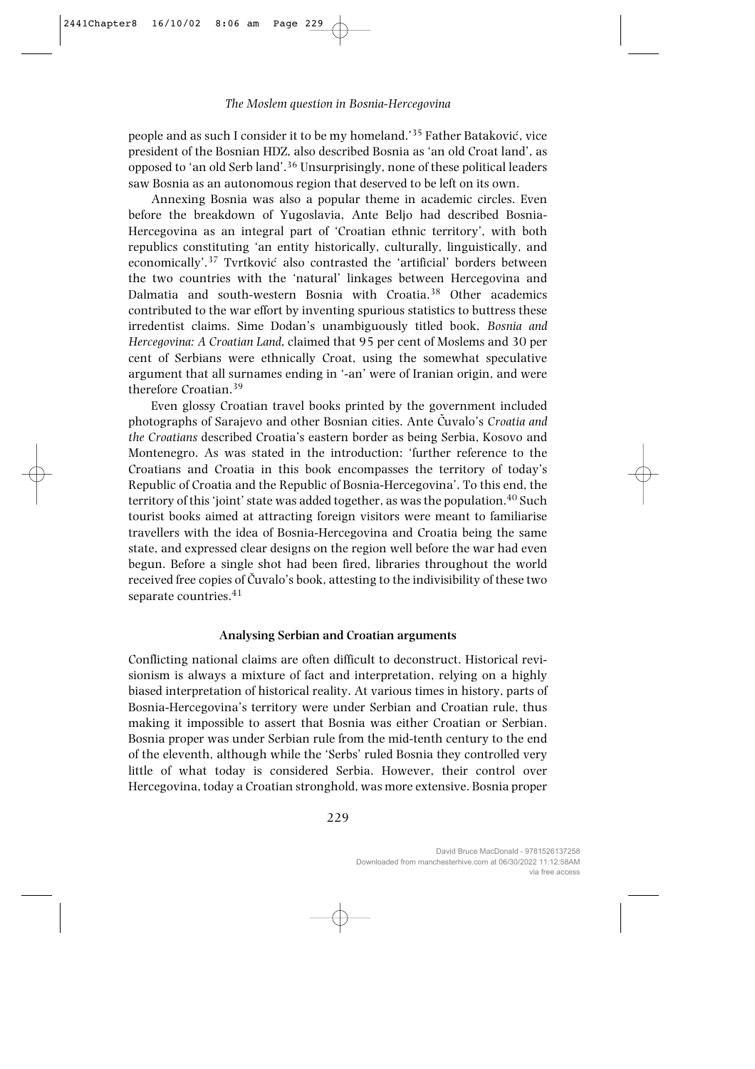people and as such I consider it to be my homeland.'[35] Father Bataković, vice president of the Bosnian HDZ, also described Bosnia as 'an old Croat land', as opposed to 'an old Serb land'.[36] Unsurprisingly, none of these political leaders saw Bosnia as an autonomous region that deserved to be left on its own.

Annexing Bosnia was also a popular theme in academic circles. Even before the breakdown of Yugoslavia, Ante Beljo had described Bosnia-Hercegovina as an integral part of 'Croatian ethnic territory', with both republics constituting 'an entity historically, culturally, linguistically, and economically'.[37] Tvrtković also contrasted the 'artificial' borders between the two countries with the 'natural' linkages between Hercegovina and Dalmatia and south-western Bosnia with Croatia.[38] Other academics contributed to the war effort by inventing spurious statistics to buttress these irredentist claims. Sime Dodan's unambiguously titled book, *Bosnia and Hercegovina: A Croatian Land*, claimed that 95 per cent of Moslems and 30 per cent of Serbians were ethnically Croat, using the somewhat speculative argument that all surnames ending in '-an' were of Iranian origin, and were therefore Croatian.[39]

Even glossy Croatian travel books printed by the government included photographs of Sarajevo and other Bosnian cities. Ante Čuvalo's *Croatia and the Croatians* described Croatia's eastern border as being Serbia, Kosovo and Montenegro. As was stated in the introduction: 'further reference to the Croatians and Croatia in this book encompasses the territory of today's Republic of Croatia and the Republic of Bosnia-Hercegovina'. To this end, the territory of this 'joint' state was added together, as was the population.[40] Such tourist books aimed at attracting foreign visitors were meant to familiarise travellers with the idea of Bosnia-Hercegovina and Croatia being the same state, and expressed clear designs on the region well before the war had even begun. Before a single shot had been fired, libraries throughout the world received free copies of Čuvalo's book, attesting to the indivisibility of these two separate countries.[41]

### Analysing Serbian and Croatian arguments

Conflicting national claims are often difficult to deconstruct. Historical revisionism is always a mixture of fact and interpretation, relying on a highly biased interpretation of historical reality. At various times in history, parts of Bosnia-Hercegovina's territory were under Serbian and Croatian rule, thus making it impossible to assert that Bosnia was either Croatian or Serbian. Bosnia proper was under Serbian rule from the mid-tenth century to the end of the eleventh, although while the 'Serbs' ruled Bosnia they controlled very little of what today is considered Serbia. However, their control over Hercegovina, today a Croatian stronghold, was more extensive. Bosnia proper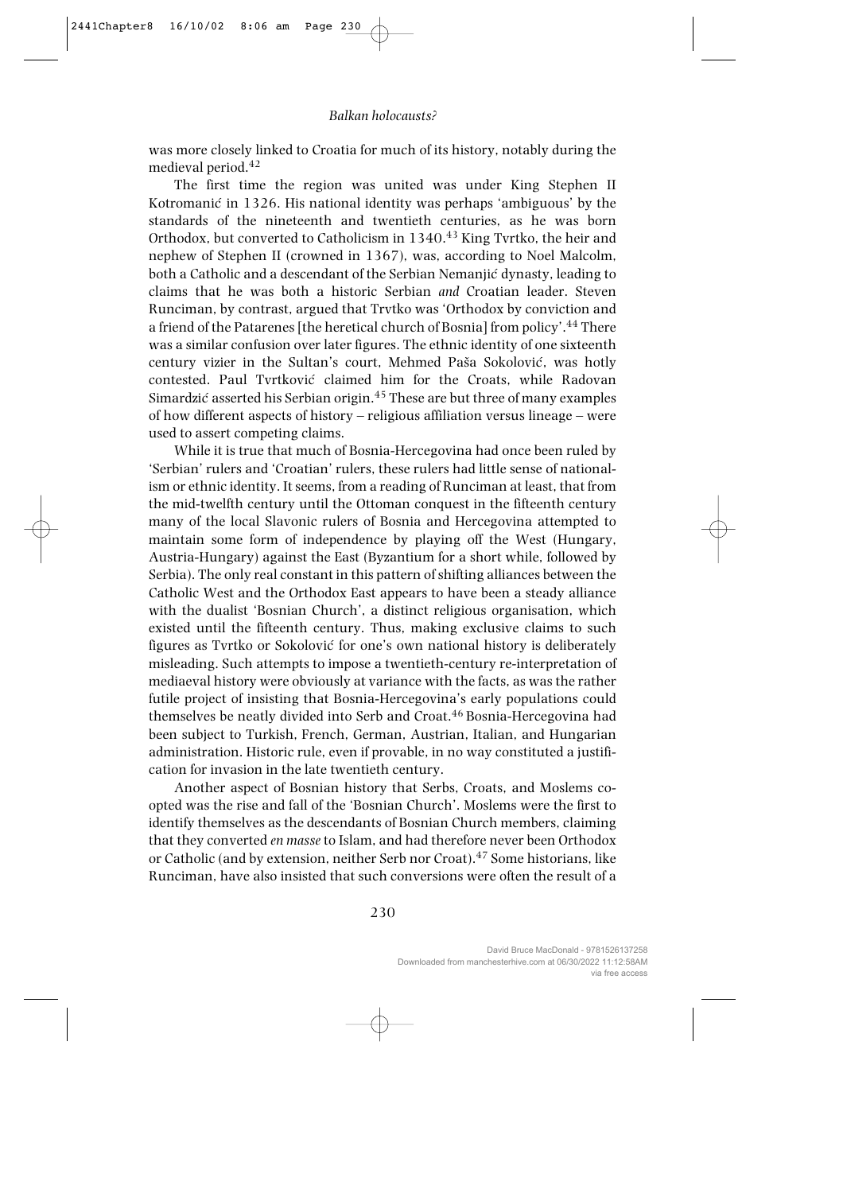was more closely linked to Croatia for much of its history, notably during the medieval period.[42]

The first time the region was united was under King Stephen II Kotromanić in 1326. His national identity was perhaps 'ambiguous' by the standards of the nineteenth and twentieth centuries, as he was born Orthodox, but converted to Catholicism in 1340.[43] King Tvrtko, the heir and nephew of Stephen II (crowned in 1367), was, according to Noel Malcolm, both a Catholic and a descendant of the Serbian Nemanjić dynasty, leading to claims that he was both a historic Serbian *and* Croatian leader. Steven Runciman, by contrast, argued that Trvtko was 'Orthodox by conviction and a friend of the Patarenes [the heretical church of Bosnia] from policy'.[44] There was a similar confusion over later figures. The ethnic identity of one sixteenth century vizier in the Sultan's court, Mehmed Paša Sokolović, was hotly contested. Paul Tvrtković claimed him for the Croats, while Radovan Simardzić asserted his Serbian origin.[45] These are but three of many examples of how different aspects of history – religious affiliation versus lineage – were used to assert competing claims.

While it is true that much of Bosnia-Hercegovina had once been ruled by 'Serbian' rulers and 'Croatian' rulers, these rulers had little sense of nationalism or ethnic identity. It seems, from a reading of Runciman at least, that from the mid-twelfth century until the Ottoman conquest in the fifteenth century many of the local Slavonic rulers of Bosnia and Hercegovina attempted to maintain some form of independence by playing off the West (Hungary, Austria-Hungary) against the East (Byzantium for a short while, followed by Serbia). The only real constant in this pattern of shifting alliances between the Catholic West and the Orthodox East appears to have been a steady alliance with the dualist 'Bosnian Church', a distinct religious organisation, which existed until the fifteenth century. Thus, making exclusive claims to such figures as Tvrtko or Sokolović for one's own national history is deliberately misleading. Such attempts to impose a twentieth-century re-interpretation of mediaeval history were obviously at variance with the facts, as was the rather futile project of insisting that Bosnia-Hercegovina's early populations could themselves be neatly divided into Serb and Croat.[46] Bosnia-Hercegovina had been subject to Turkish, French, German, Austrian, Italian, and Hungarian administration. Historic rule, even if provable, in no way constituted a justification for invasion in the late twentieth century.

Another aspect of Bosnian history that Serbs, Croats, and Moslems co-opted was the rise and fall of the 'Bosnian Church'. Moslems were the first to identify themselves as the descendants of Bosnian Church members, claiming that they converted *en masse* to Islam, and had therefore never been Orthodox or Catholic (and by extension, neither Serb nor Croat).[47] Some historians, like Runciman, have also insisted that such conversions were often the result of a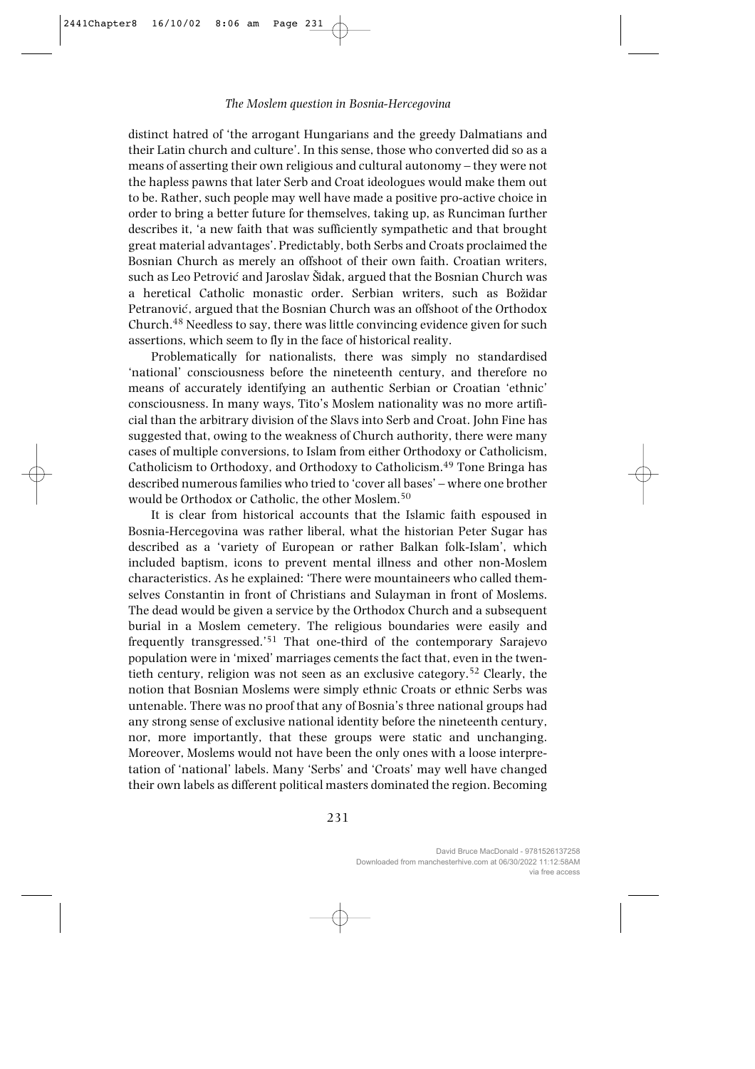distinct hatred of 'the arrogant Hungarians and the greedy Dalmatians and their Latin church and culture'. In this sense, those who converted did so as a means of asserting their own religious and cultural autonomy – they were not the hapless pawns that later Serb and Croat ideologues would make them out to be. Rather, such people may well have made a positive pro-active choice in order to bring a better future for themselves, taking up, as Runciman further describes it, 'a new faith that was sufficiently sympathetic and that brought great material advantages'. Predictably, both Serbs and Croats proclaimed the Bosnian Church as merely an offshoot of their own faith. Croatian writers, such as Leo Petrović and Jaroslav Šidak, argued that the Bosnian Church was a heretical Catholic monastic order. Serbian writers, such as Božidar Petranović, argued that the Bosnian Church was an offshoot of the Orthodox Church.[48] Needless to say, there was little convincing evidence given for such assertions, which seem to fly in the face of historical reality.

Problematically for nationalists, there was simply no standardised 'national' consciousness before the nineteenth century, and therefore no means of accurately identifying an authentic Serbian or Croatian 'ethnic' consciousness. In many ways, Tito's Moslem nationality was no more artificial than the arbitrary division of the Slavs into Serb and Croat. John Fine has suggested that, owing to the weakness of Church authority, there were many cases of multiple conversions, to Islam from either Orthodoxy or Catholicism, Catholicism to Orthodoxy, and Orthodoxy to Catholicism.[49] Tone Bringa has described numerous families who tried to 'cover all bases' – where one brother would be Orthodox or Catholic, the other Moslem.[50]

It is clear from historical accounts that the Islamic faith espoused in Bosnia-Hercegovina was rather liberal, what the historian Peter Sugar has described as a 'variety of European or rather Balkan folk-Islam', which included baptism, icons to prevent mental illness and other non-Moslem characteristics. As he explained: 'There were mountaineers who called themselves Constantin in front of Christians and Sulayman in front of Moslems. The dead would be given a service by the Orthodox Church and a subsequent burial in a Moslem cemetery. The religious boundaries were easily and frequently transgressed.'[51] That one-third of the contemporary Sarajevo population were in 'mixed' marriages cements the fact that, even in the twentieth century, religion was not seen as an exclusive category.[52] Clearly, the notion that Bosnian Moslems were simply ethnic Croats or ethnic Serbs was untenable. There was no proof that any of Bosnia's three national groups had any strong sense of exclusive national identity before the nineteenth century, nor, more importantly, that these groups were static and unchanging. Moreover, Moslems would not have been the only ones with a loose interpretation of 'national' labels. Many 'Serbs' and 'Croats' may well have changed their own labels as different political masters dominated the region. Becoming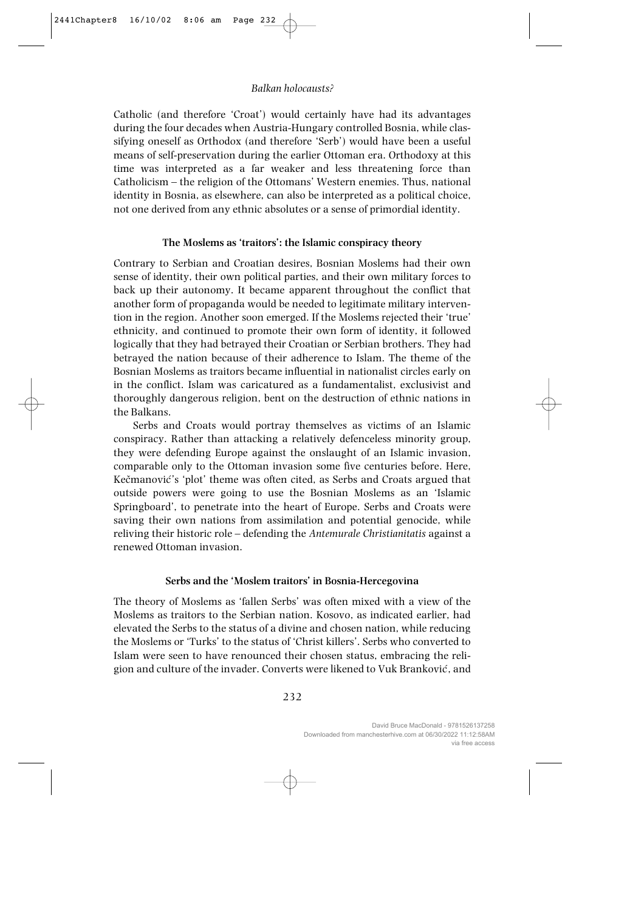Catholic (and therefore 'Croat') would certainly have had its advantages during the four decades when Austria-Hungary controlled Bosnia, while classifying oneself as Orthodox (and therefore 'Serb') would have been a useful means of self-preservation during the earlier Ottoman era. Orthodoxy at this time was interpreted as a far weaker and less threatening force than Catholicism – the religion of the Ottomans' Western enemies. Thus, national identity in Bosnia, as elsewhere, can also be interpreted as a political choice, not one derived from any ethnic absolutes or a sense of primordial identity.

### The Moslems as 'traitors': the Islamic conspiracy theory

Contrary to Serbian and Croatian desires, Bosnian Moslems had their own sense of identity, their own political parties, and their own military forces to back up their autonomy. It became apparent throughout the conflict that another form of propaganda would be needed to legitimate military intervention in the region. Another soon emerged. If the Moslems rejected their 'true' ethnicity, and continued to promote their own form of identity, it followed logically that they had betrayed their Croatian or Serbian brothers. They had betrayed the nation because of their adherence to Islam. The theme of the Bosnian Moslems as traitors became influential in nationalist circles early on in the conflict. Islam was caricatured as a fundamentalist, exclusivist and thoroughly dangerous religion, bent on the destruction of ethnic nations in the Balkans.

Serbs and Croats would portray themselves as victims of an Islamic conspiracy. Rather than attacking a relatively defenceless minority group, they were defending Europe against the onslaught of an Islamic invasion, comparable only to the Ottoman invasion some five centuries before. Here, Kečmanović's 'plot' theme was often cited, as Serbs and Croats argued that outside powers were going to use the Bosnian Moslems as an 'Islamic Springboard', to penetrate into the heart of Europe. Serbs and Croats were saving their own nations from assimilation and potential genocide, while reliving their historic role – defending the *Antemurale Christianitatis* against a renewed Ottoman invasion.

### Serbs and the 'Moslem traitors' in Bosnia-Hercegovina

The theory of Moslems as 'fallen Serbs' was often mixed with a view of the Moslems as traitors to the Serbian nation. Kosovo, as indicated earlier, had elevated the Serbs to the status of a divine and chosen nation, while reducing the Moslems or 'Turks' to the status of 'Christ killers'. Serbs who converted to Islam were seen to have renounced their chosen status, embracing the religion and culture of the invader. Converts were likened to Vuk Branković, and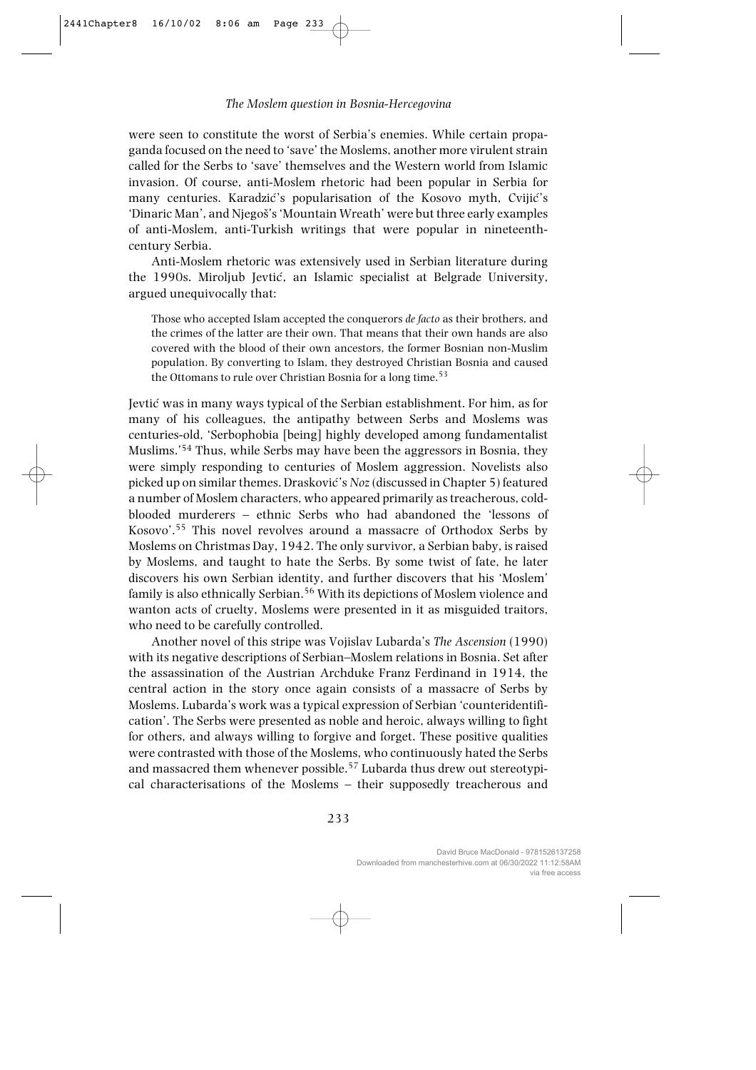were seen to constitute the worst of Serbia's enemies. While certain propaganda focused on the need to 'save' the Moslems, another more virulent strain called for the Serbs to 'save' themselves and the Western world from Islamic invasion. Of course, anti-Moslem rhetoric had been popular in Serbia for many centuries. Karadzić's popularisation of the Kosovo myth, Cvijić's 'Dinaric Man', and Njegoš's 'Mountain Wreath' were but three early examples of anti-Moslem, anti-Turkish writings that were popular in nineteenth-century Serbia.

Anti-Moslem rhetoric was extensively used in Serbian literature during the 1990s. Miroljub Jevtić, an Islamic specialist at Belgrade University, argued unequivocally that:

> Those who accepted Islam accepted the conquerors *de facto* as their brothers, and the crimes of the latter are their own. That means that their own hands are also covered with the blood of their own ancestors, the former Bosnian non-Muslim population. By converting to Islam, they destroyed Christian Bosnia and caused the Ottomans to rule over Christian Bosnia for a long time.[53]

Jevtić was in many ways typical of the Serbian establishment. For him, as for many of his colleagues, the antipathy between Serbs and Moslems was centuries-old, 'Serbophobia [being] highly developed among fundamentalist Muslims.'[54] Thus, while Serbs may have been the aggressors in Bosnia, they were simply responding to centuries of Moslem aggression. Novelists also picked up on similar themes. Drasković's *Noz* (discussed in Chapter 5) featured a number of Moslem characters, who appeared primarily as treacherous, cold-blooded murderers – ethnic Serbs who had abandoned the 'lessons of Kosovo'.[55] This novel revolves around a massacre of Orthodox Serbs by Moslems on Christmas Day, 1942. The only survivor, a Serbian baby, is raised by Moslems, and taught to hate the Serbs. By some twist of fate, he later discovers his own Serbian identity, and further discovers that his 'Moslem' family is also ethnically Serbian.[56] With its depictions of Moslem violence and wanton acts of cruelty, Moslems were presented in it as misguided traitors, who need to be carefully controlled.

Another novel of this stripe was Vojislav Lubarda's *The Ascension* (1990) with its negative descriptions of Serbian–Moslem relations in Bosnia. Set after the assassination of the Austrian Archduke Franz Ferdinand in 1914, the central action in the story once again consists of a massacre of Serbs by Moslems. Lubarda's work was a typical expression of Serbian 'counteridentification'. The Serbs were presented as noble and heroic, always willing to fight for others, and always willing to forgive and forget. These positive qualities were contrasted with those of the Moslems, who continuously hated the Serbs and massacred them whenever possible.[57] Lubarda thus drew out stereotypical characterisations of the Moslems – their supposedly treacherous and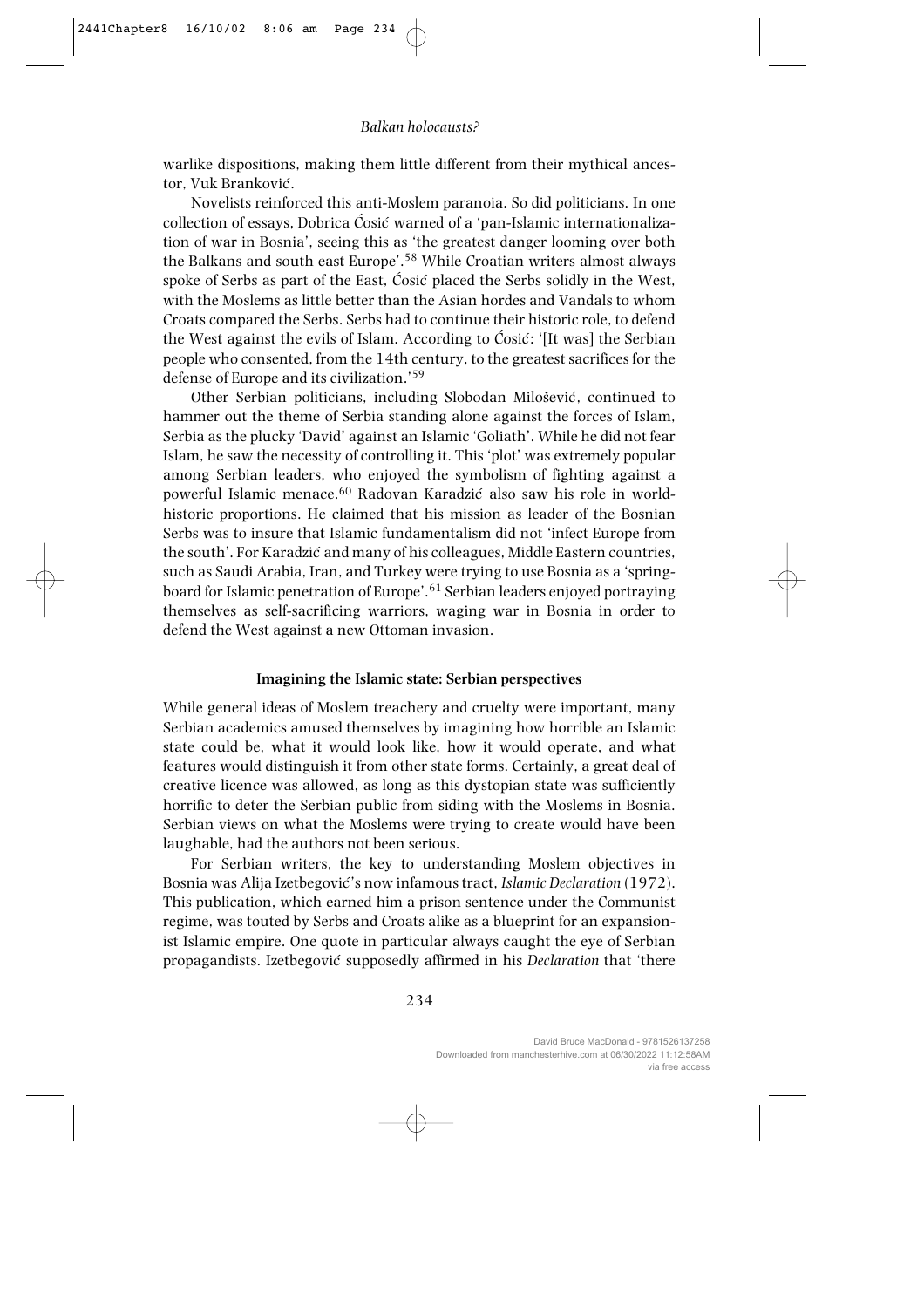warlike dispositions, making them little different from their mythical ancestor, Vuk Branković.

Novelists reinforced this anti-Moslem paranoia. So did politicians. In one collection of essays, Dobrica Ćosić warned of a 'pan-Islamic internationalization of war in Bosnia', seeing this as 'the greatest danger looming over both the Balkans and south east Europe'.[58] While Croatian writers almost always spoke of Serbs as part of the East, Ćosić placed the Serbs solidly in the West, with the Moslems as little better than the Asian hordes and Vandals to whom Croats compared the Serbs. Serbs had to continue their historic role, to defend the West against the evils of Islam. According to Ćosić: '[It was] the Serbian people who consented, from the 14th century, to the greatest sacrifices for the defense of Europe and its civilization.'[59]

Other Serbian politicians, including Slobodan Milošević, continued to hammer out the theme of Serbia standing alone against the forces of Islam, Serbia as the plucky 'David' against an Islamic 'Goliath'. While he did not fear Islam, he saw the necessity of controlling it. This 'plot' was extremely popular among Serbian leaders, who enjoyed the symbolism of fighting against a powerful Islamic menace.[60] Radovan Karadzić also saw his role in world-historic proportions. He claimed that his mission as leader of the Bosnian Serbs was to insure that Islamic fundamentalism did not 'infect Europe from the south'. For Karadzić and many of his colleagues, Middle Eastern countries, such as Saudi Arabia, Iran, and Turkey were trying to use Bosnia as a 'springboard for Islamic penetration of Europe'.[61] Serbian leaders enjoyed portraying themselves as self-sacrificing warriors, waging war in Bosnia in order to defend the West against a new Ottoman invasion.

### Imagining the Islamic state: Serbian perspectives

While general ideas of Moslem treachery and cruelty were important, many Serbian academics amused themselves by imagining how horrible an Islamic state could be, what it would look like, how it would operate, and what features would distinguish it from other state forms. Certainly, a great deal of creative licence was allowed, as long as this dystopian state was sufficiently horrific to deter the Serbian public from siding with the Moslems in Bosnia. Serbian views on what the Moslems were trying to create would have been laughable, had the authors not been serious.

For Serbian writers, the key to understanding Moslem objectives in Bosnia was Alija Izetbegović's now infamous tract, *Islamic Declaration* (1972). This publication, which earned him a prison sentence under the Communist regime, was touted by Serbs and Croats alike as a blueprint for an expansionist Islamic empire. One quote in particular always caught the eye of Serbian propagandists. Izetbegović supposedly affirmed in his *Declaration* that 'there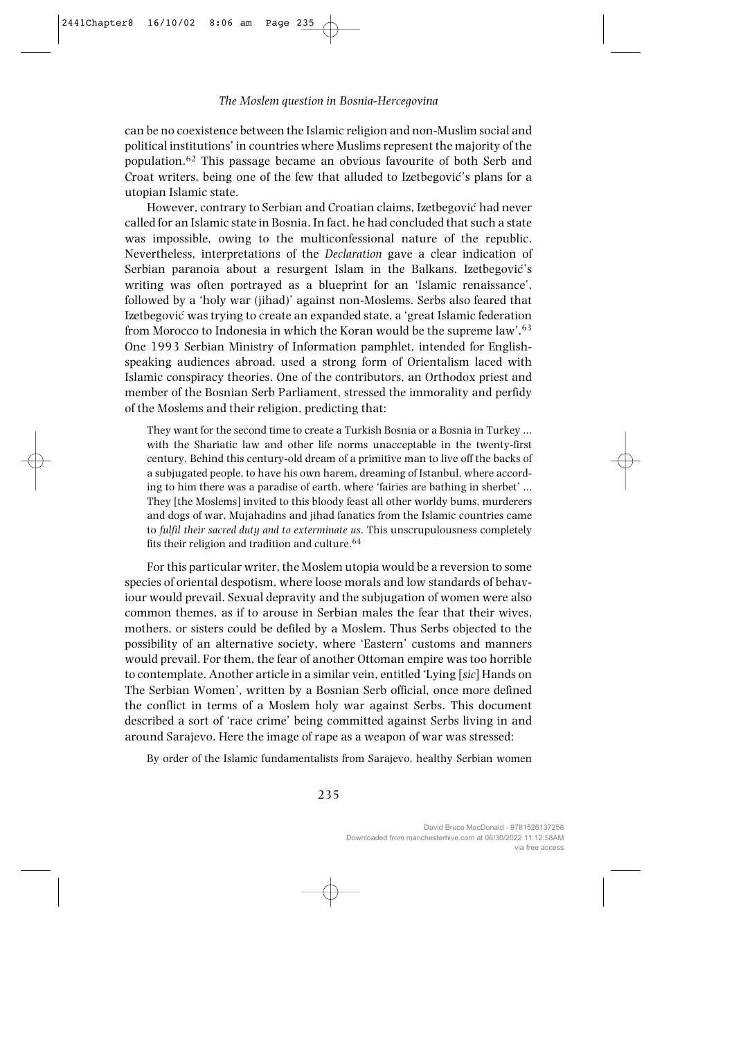can be no coexistence between the Islamic religion and non-Muslim social and political institutions' in countries where Muslims represent the majority of the population.[62] This passage became an obvious favourite of both Serb and Croat writers, being one of the few that alluded to Izetbegović's plans for a utopian Islamic state.

However, contrary to Serbian and Croatian claims, Izetbegović had never called for an Islamic state in Bosnia. In fact, he had concluded that such a state was impossible, owing to the multiconfessional nature of the republic. Nevertheless, interpretations of the *Declaration* gave a clear indication of Serbian paranoia about a resurgent Islam in the Balkans. Izetbegović's writing was often portrayed as a blueprint for an 'Islamic renaissance', followed by a 'holy war (jihad)' against non-Moslems. Serbs also feared that Izetbegović was trying to create an expanded state, a 'great Islamic federation from Morocco to Indonesia in which the Koran would be the supreme law'.[63] One 1993 Serbian Ministry of Information pamphlet, intended for English-speaking audiences abroad, used a strong form of Orientalism laced with Islamic conspiracy theories. One of the contributors, an Orthodox priest and member of the Bosnian Serb Parliament, stressed the immorality and perfidy of the Moslems and their religion, predicting that:

> They want for the second time to create a Turkish Bosnia or a Bosnia in Turkey … with the Shariatic law and other life norms unacceptable in the twenty-first century. Behind this century-old dream of a primitive man to live off the backs of a subjugated people, to have his own harem, dreaming of Istanbul, where according to him there was a paradise of earth, where 'fairies are bathing in sherbet' … They [the Moslems] invited to this bloody feast all other worldy bums, murderers and dogs of war, Mujahadins and jihad fanatics from the Islamic countries came to *fulfil their sacred duty and to exterminate us*. This unscrupulousness completely fits their religion and tradition and culture.[64]

For this particular writer, the Moslem utopia would be a reversion to some species of oriental despotism, where loose morals and low standards of behaviour would prevail. Sexual depravity and the subjugation of women were also common themes, as if to arouse in Serbian males the fear that their wives, mothers, or sisters could be defiled by a Moslem. Thus Serbs objected to the possibility of an alternative society, where 'Eastern' customs and manners would prevail. For them, the fear of another Ottoman empire was too horrible to contemplate. Another article in a similar vein, entitled 'Lying [*sic*] Hands on The Serbian Women', written by a Bosnian Serb official, once more defined the conflict in terms of a Moslem holy war against Serbs. This document described a sort of 'race crime' being committed against Serbs living in and around Sarajevo. Here the image of rape as a weapon of war was stressed:

> By order of the Islamic fundamentalists from Sarajevo, healthy Serbian women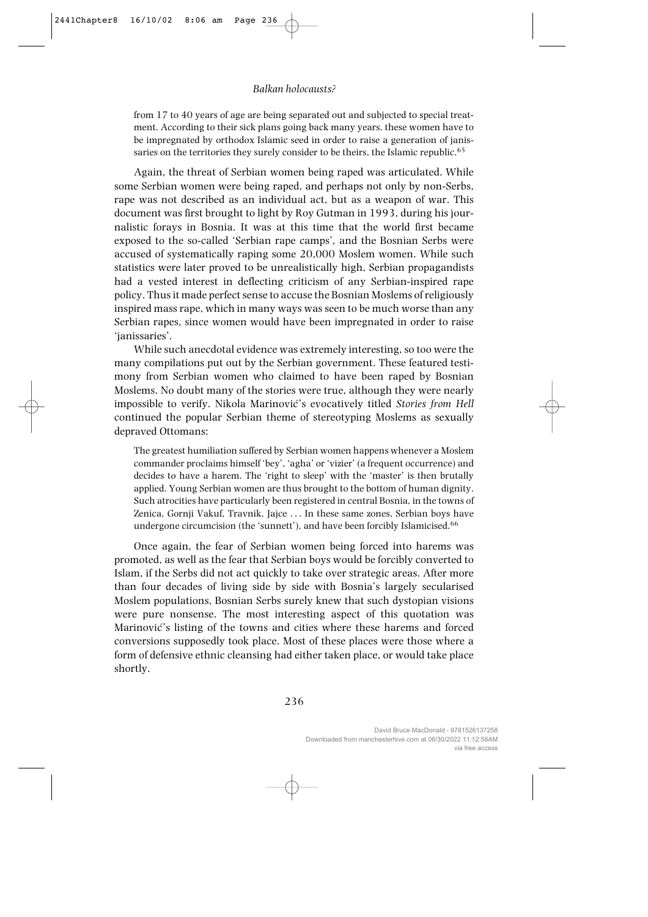> from 17 to 40 years of age are being separated out and subjected to special treatment. According to their sick plans going back many years, these women have to be impregnated by orthodox Islamic seed in order to raise a generation of janissaries on the territories they surely consider to be theirs, the Islamic republic.[65]

Again, the threat of Serbian women being raped was articulated. While some Serbian women were being raped, and perhaps not only by non-Serbs, rape was not described as an individual act, but as a weapon of war. This document was first brought to light by Roy Gutman in 1993, during his journalistic forays in Bosnia. It was at this time that the world first became exposed to the so-called 'Serbian rape camps', and the Bosnian Serbs were accused of systematically raping some 20,000 Moslem women. While such statistics were later proved to be unrealistically high, Serbian propagandists had a vested interest in deflecting criticism of any Serbian-inspired rape policy. Thus it made perfect sense to accuse the Bosnian Moslems of religiously inspired mass rape, which in many ways was seen to be much worse than any Serbian rapes, since women would have been impregnated in order to raise 'janissaries'.

While such anecdotal evidence was extremely interesting, so too were the many compilations put out by the Serbian government. These featured testimony from Serbian women who claimed to have been raped by Bosnian Moslems. No doubt many of the stories were true, although they were nearly impossible to verify. Nikola Marinović's evocatively titled *Stories from Hell* continued the popular Serbian theme of stereotyping Moslems as sexually depraved Ottomans:

> The greatest humiliation suffered by Serbian women happens whenever a Moslem commander proclaims himself 'bey', 'agha' or 'vizier' (a frequent occurrence) and decides to have a harem. The 'right to sleep' with the 'master' is then brutally applied. Young Serbian women are thus brought to the bottom of human dignity. Such atrocities have particularly been registered in central Bosnia, in the towns of Zenica, Gornji Vakuf, Travnik, Jajce ... In these same zones, Serbian boys have undergone circumcision (the 'sunnett'), and have been forcibly Islamicised.[66]

Once again, the fear of Serbian women being forced into harems was promoted, as well as the fear that Serbian boys would be forcibly converted to Islam, if the Serbs did not act quickly to take over strategic areas. After more than four decades of living side by side with Bosnia's largely secularised Moslem populations, Bosnian Serbs surely knew that such dystopian visions were pure nonsense. The most interesting aspect of this quotation was Marinović's listing of the towns and cities where these harems and forced conversions supposedly took place. Most of these places were those where a form of defensive ethnic cleansing had either taken place, or would take place shortly.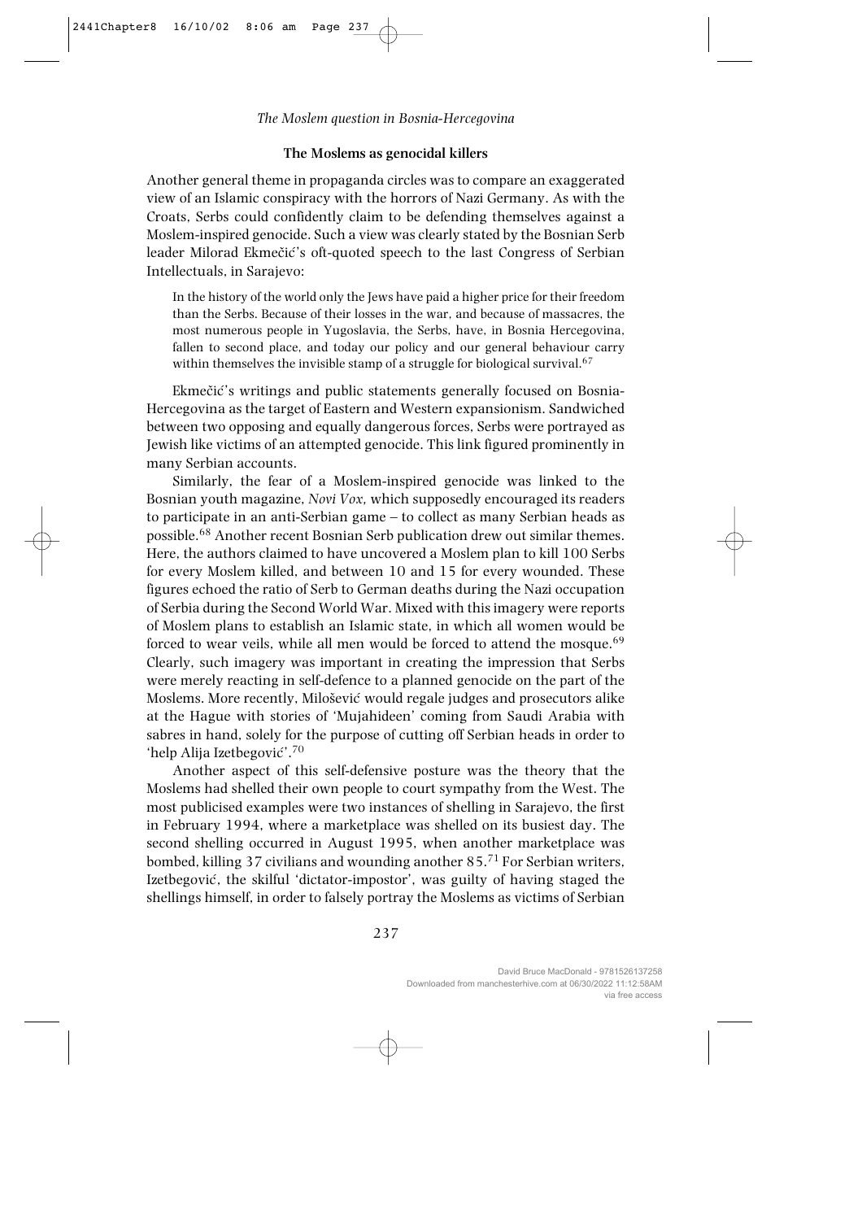### The Moslems as genocidal killers

Another general theme in propaganda circles was to compare an exaggerated view of an Islamic conspiracy with the horrors of Nazi Germany. As with the Croats, Serbs could confidently claim to be defending themselves against a Moslem-inspired genocide. Such a view was clearly stated by the Bosnian Serb leader Milorad Ekmečić's oft-quoted speech to the last Congress of Serbian Intellectuals, in Sarajevo:

> In the history of the world only the Jews have paid a higher price for their freedom than the Serbs. Because of their losses in the war, and because of massacres, the most numerous people in Yugoslavia, the Serbs, have, in Bosnia Hercegovina, fallen to second place, and today our policy and our general behaviour carry within themselves the invisible stamp of a struggle for biological survival.[67]

Ekmečić's writings and public statements generally focused on Bosnia-Hercegovina as the target of Eastern and Western expansionism. Sandwiched between two opposing and equally dangerous forces, Serbs were portrayed as Jewish like victims of an attempted genocide. This link figured prominently in many Serbian accounts.

Similarly, the fear of a Moslem-inspired genocide was linked to the Bosnian youth magazine, *Novi Vox,* which supposedly encouraged its readers to participate in an anti-Serbian game – to collect as many Serbian heads as possible.[68] Another recent Bosnian Serb publication drew out similar themes. Here, the authors claimed to have uncovered a Moslem plan to kill 100 Serbs for every Moslem killed, and between 10 and 15 for every wounded. These figures echoed the ratio of Serb to German deaths during the Nazi occupation of Serbia during the Second World War. Mixed with this imagery were reports of Moslem plans to establish an Islamic state, in which all women would be forced to wear veils, while all men would be forced to attend the mosque.[69] Clearly, such imagery was important in creating the impression that Serbs were merely reacting in self-defence to a planned genocide on the part of the Moslems. More recently, Milošević would regale judges and prosecutors alike at the Hague with stories of 'Mujahideen' coming from Saudi Arabia with sabres in hand, solely for the purpose of cutting off Serbian heads in order to 'help Alija Izetbegović'.[70]

Another aspect of this self-defensive posture was the theory that the Moslems had shelled their own people to court sympathy from the West. The most publicised examples were two instances of shelling in Sarajevo, the first in February 1994, where a marketplace was shelled on its busiest day. The second shelling occurred in August 1995, when another marketplace was bombed, killing 37 civilians and wounding another 85.[71] For Serbian writers, Izetbegović, the skilful 'dictator-impostor', was guilty of having staged the shellings himself, in order to falsely portray the Moslems as victims of Serbian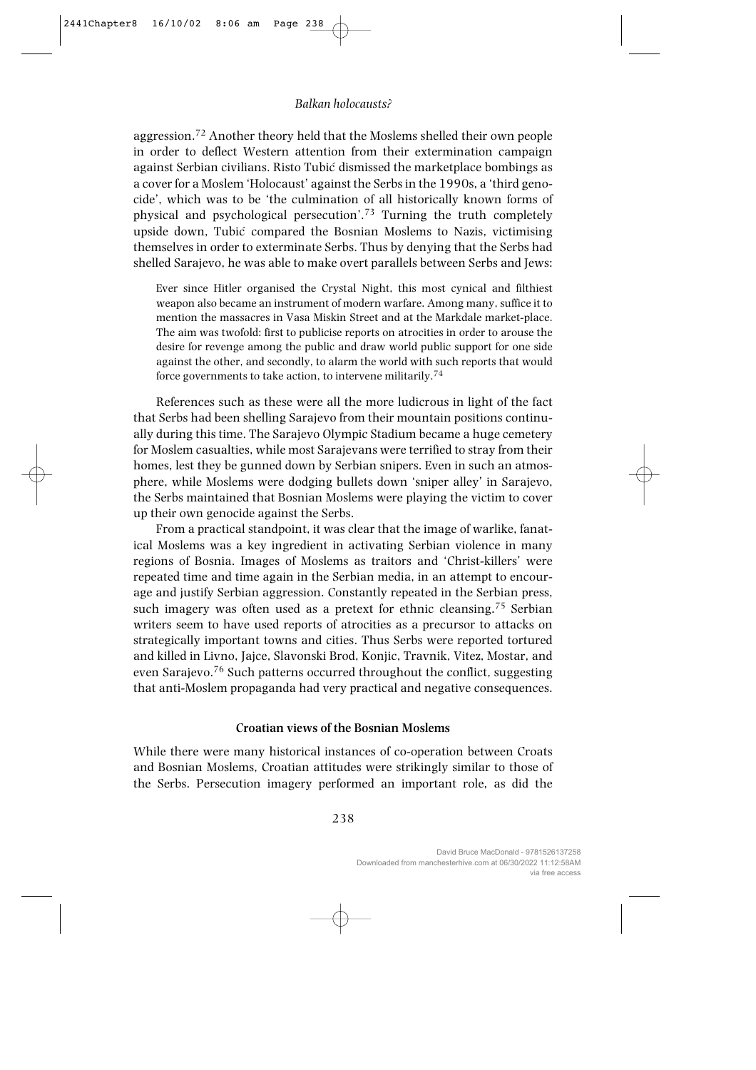aggression.[72] Another theory held that the Moslems shelled their own people in order to deflect Western attention from their extermination campaign against Serbian civilians. Risto Tubić dismissed the marketplace bombings as a cover for a Moslem 'Holocaust' against the Serbs in the 1990s, a 'third genocide', which was to be 'the culmination of all historically known forms of physical and psychological persecution'.[73] Turning the truth completely upside down, Tubić compared the Bosnian Moslems to Nazis, victimising themselves in order to exterminate Serbs. Thus by denying that the Serbs had shelled Sarajevo, he was able to make overt parallels between Serbs and Jews:

> Ever since Hitler organised the Crystal Night, this most cynical and filthiest weapon also became an instrument of modern warfare. Among many, suffice it to mention the massacres in Vasa Miskin Street and at the Markdale market-place. The aim was twofold: first to publicise reports on atrocities in order to arouse the desire for revenge among the public and draw world public support for one side against the other, and secondly, to alarm the world with such reports that would force governments to take action, to intervene militarily.[74]

References such as these were all the more ludicrous in light of the fact that Serbs had been shelling Sarajevo from their mountain positions continually during this time. The Sarajevo Olympic Stadium became a huge cemetery for Moslem casualties, while most Sarajevans were terrified to stray from their homes, lest they be gunned down by Serbian snipers. Even in such an atmosphere, while Moslems were dodging bullets down 'sniper alley' in Sarajevo, the Serbs maintained that Bosnian Moslems were playing the victim to cover up their own genocide against the Serbs.

From a practical standpoint, it was clear that the image of warlike, fanatical Moslems was a key ingredient in activating Serbian violence in many regions of Bosnia. Images of Moslems as traitors and 'Christ-killers' were repeated time and time again in the Serbian media, in an attempt to encourage and justify Serbian aggression. Constantly repeated in the Serbian press, such imagery was often used as a pretext for ethnic cleansing.[75] Serbian writers seem to have used reports of atrocities as a precursor to attacks on strategically important towns and cities. Thus Serbs were reported tortured and killed in Livno, Jajce, Slavonski Brod, Konjic, Travnik, Vitez, Mostar, and even Sarajevo.[76] Such patterns occurred throughout the conflict, suggesting that anti-Moslem propaganda had very practical and negative consequences.

### Croatian views of the Bosnian Moslems

While there were many historical instances of co-operation between Croats and Bosnian Moslems, Croatian attitudes were strikingly similar to those of the Serbs. Persecution imagery performed an important role, as did the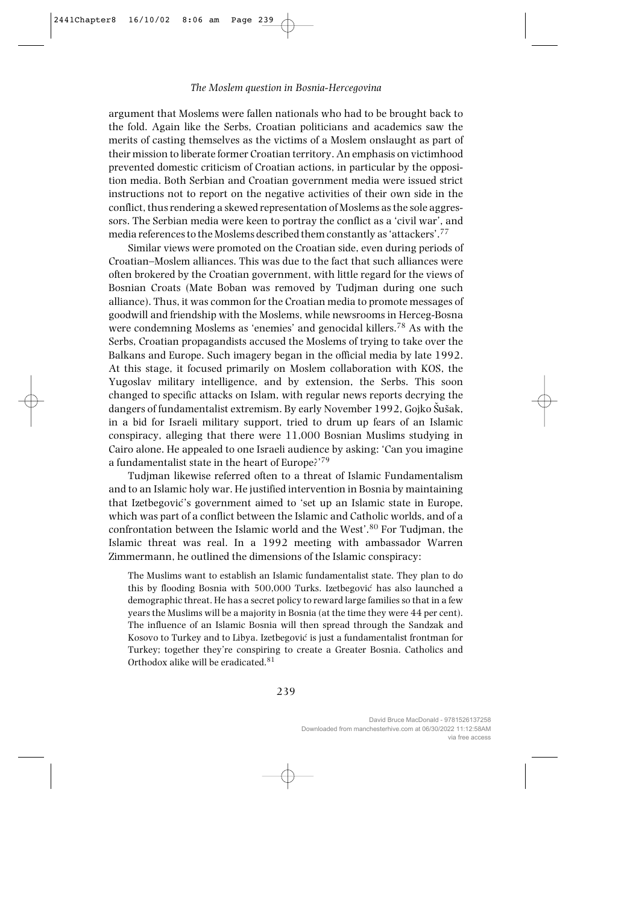argument that Moslems were fallen nationals who had to be brought back to the fold. Again like the Serbs, Croatian politicians and academics saw the merits of casting themselves as the victims of a Moslem onslaught as part of their mission to liberate former Croatian territory. An emphasis on victimhood prevented domestic criticism of Croatian actions, in particular by the opposition media. Both Serbian and Croatian government media were issued strict instructions not to report on the negative activities of their own side in the conflict, thus rendering a skewed representation of Moslems as the sole aggressors. The Serbian media were keen to portray the conflict as a 'civil war', and media references to the Moslems described them constantly as 'attackers'.[77]

Similar views were promoted on the Croatian side, even during periods of Croatian–Moslem alliances. This was due to the fact that such alliances were often brokered by the Croatian government, with little regard for the views of Bosnian Croats (Mate Boban was removed by Tudjman during one such alliance). Thus, it was common for the Croatian media to promote messages of goodwill and friendship with the Moslems, while newsrooms in Herceg-Bosna were condemning Moslems as 'enemies' and genocidal killers.[78] As with the Serbs, Croatian propagandists accused the Moslems of trying to take over the Balkans and Europe. Such imagery began in the official media by late 1992. At this stage, it focused primarily on Moslem collaboration with KOS, the Yugoslav military intelligence, and by extension, the Serbs. This soon changed to specific attacks on Islam, with regular news reports decrying the dangers of fundamentalist extremism. By early November 1992, Gojko Šušak, in a bid for Israeli military support, tried to drum up fears of an Islamic conspiracy, alleging that there were 11,000 Bosnian Muslims studying in Cairo alone. He appealed to one Israeli audience by asking: 'Can you imagine a fundamentalist state in the heart of Europe?'[79]

Tudjman likewise referred often to a threat of Islamic Fundamentalism and to an Islamic holy war. He justified intervention in Bosnia by maintaining that Izetbegović's government aimed to 'set up an Islamic state in Europe, which was part of a conflict between the Islamic and Catholic worlds, and of a confrontation between the Islamic world and the West'.[80] For Tudjman, the Islamic threat was real. In a 1992 meeting with ambassador Warren Zimmermann, he outlined the dimensions of the Islamic conspiracy:

> The Muslims want to establish an Islamic fundamentalist state. They plan to do this by flooding Bosnia with 500,000 Turks. Izetbegović has also launched a demographic threat. He has a secret policy to reward large families so that in a few years the Muslims will be a majority in Bosnia (at the time they were 44 per cent). The influence of an Islamic Bosnia will then spread through the Sandzak and Kosovo to Turkey and to Libya. Izetbegović is just a fundamentalist frontman for Turkey; together they're conspiring to create a Greater Bosnia. Catholics and Orthodox alike will be eradicated.[81]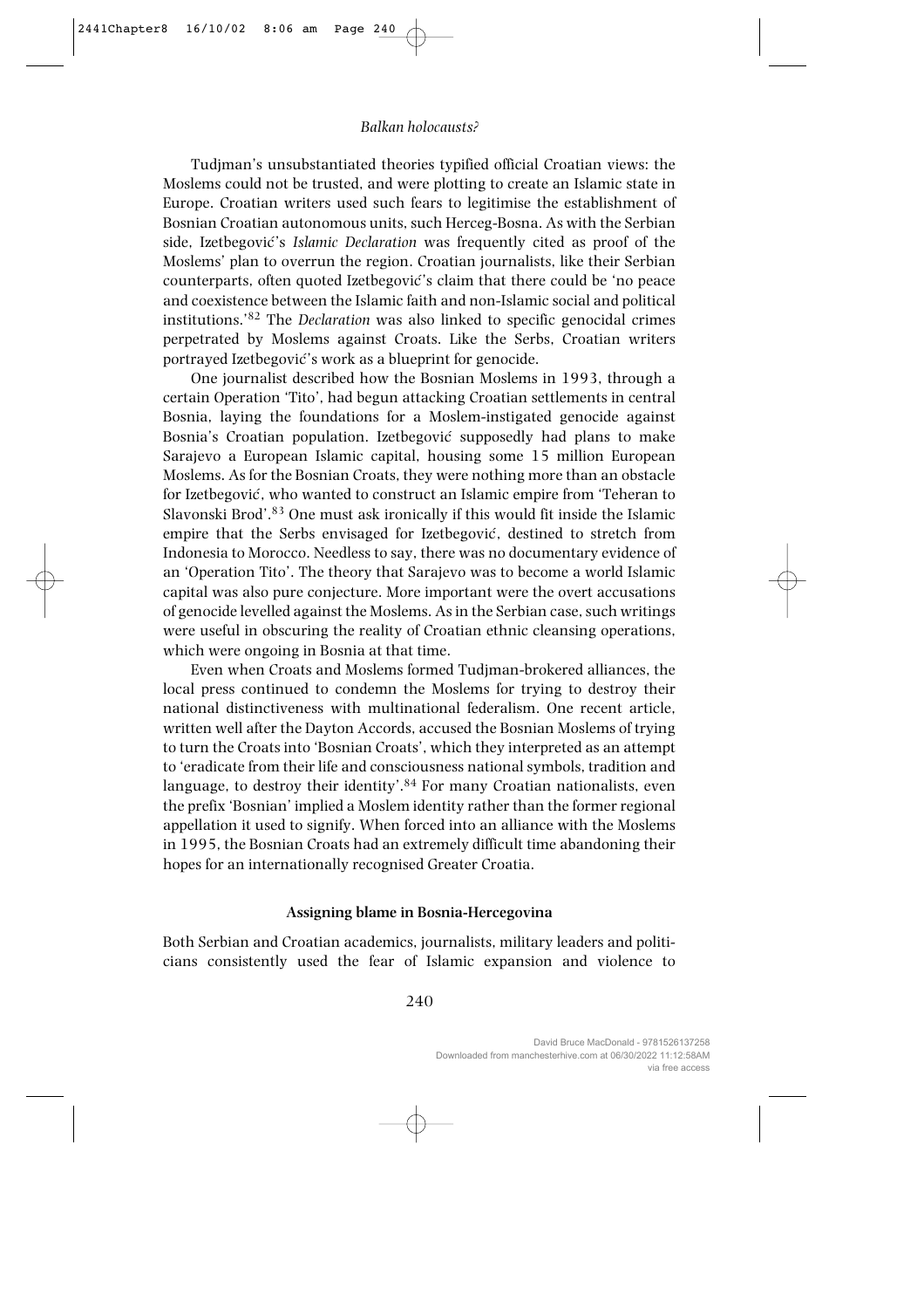Tudjman's unsubstantiated theories typified official Croatian views: the Moslems could not be trusted, and were plotting to create an Islamic state in Europe. Croatian writers used such fears to legitimise the establishment of Bosnian Croatian autonomous units, such Herceg-Bosna. As with the Serbian side, Izetbegović's *Islamic Declaration* was frequently cited as proof of the Moslems' plan to overrun the region. Croatian journalists, like their Serbian counterparts, often quoted Izetbegović's claim that there could be 'no peace and coexistence between the Islamic faith and non-Islamic social and political institutions.'[82] The *Declaration* was also linked to specific genocidal crimes perpetrated by Moslems against Croats. Like the Serbs, Croatian writers portrayed Izetbegović's work as a blueprint for genocide.

One journalist described how the Bosnian Moslems in 1993, through a certain Operation 'Tito', had begun attacking Croatian settlements in central Bosnia, laying the foundations for a Moslem-instigated genocide against Bosnia's Croatian population. Izetbegović supposedly had plans to make Sarajevo a European Islamic capital, housing some 15 million European Moslems. As for the Bosnian Croats, they were nothing more than an obstacle for Izetbegović, who wanted to construct an Islamic empire from 'Teheran to Slavonski Brod'.[83] One must ask ironically if this would fit inside the Islamic empire that the Serbs envisaged for Izetbegović, destined to stretch from Indonesia to Morocco. Needless to say, there was no documentary evidence of an 'Operation Tito'. The theory that Sarajevo was to become a world Islamic capital was also pure conjecture. More important were the overt accusations of genocide levelled against the Moslems. As in the Serbian case, such writings were useful in obscuring the reality of Croatian ethnic cleansing operations, which were ongoing in Bosnia at that time.

Even when Croats and Moslems formed Tudjman-brokered alliances, the local press continued to condemn the Moslems for trying to destroy their national distinctiveness with multinational federalism. One recent article, written well after the Dayton Accords, accused the Bosnian Moslems of trying to turn the Croats into 'Bosnian Croats', which they interpreted as an attempt to 'eradicate from their life and consciousness national symbols, tradition and language, to destroy their identity'.[84] For many Croatian nationalists, even the prefix 'Bosnian' implied a Moslem identity rather than the former regional appellation it used to signify. When forced into an alliance with the Moslems in 1995, the Bosnian Croats had an extremely difficult time abandoning their hopes for an internationally recognised Greater Croatia.

## Assigning blame in Bosnia-Hercegovina

Both Serbian and Croatian academics, journalists, military leaders and politicians consistently used the fear of Islamic expansion and violence to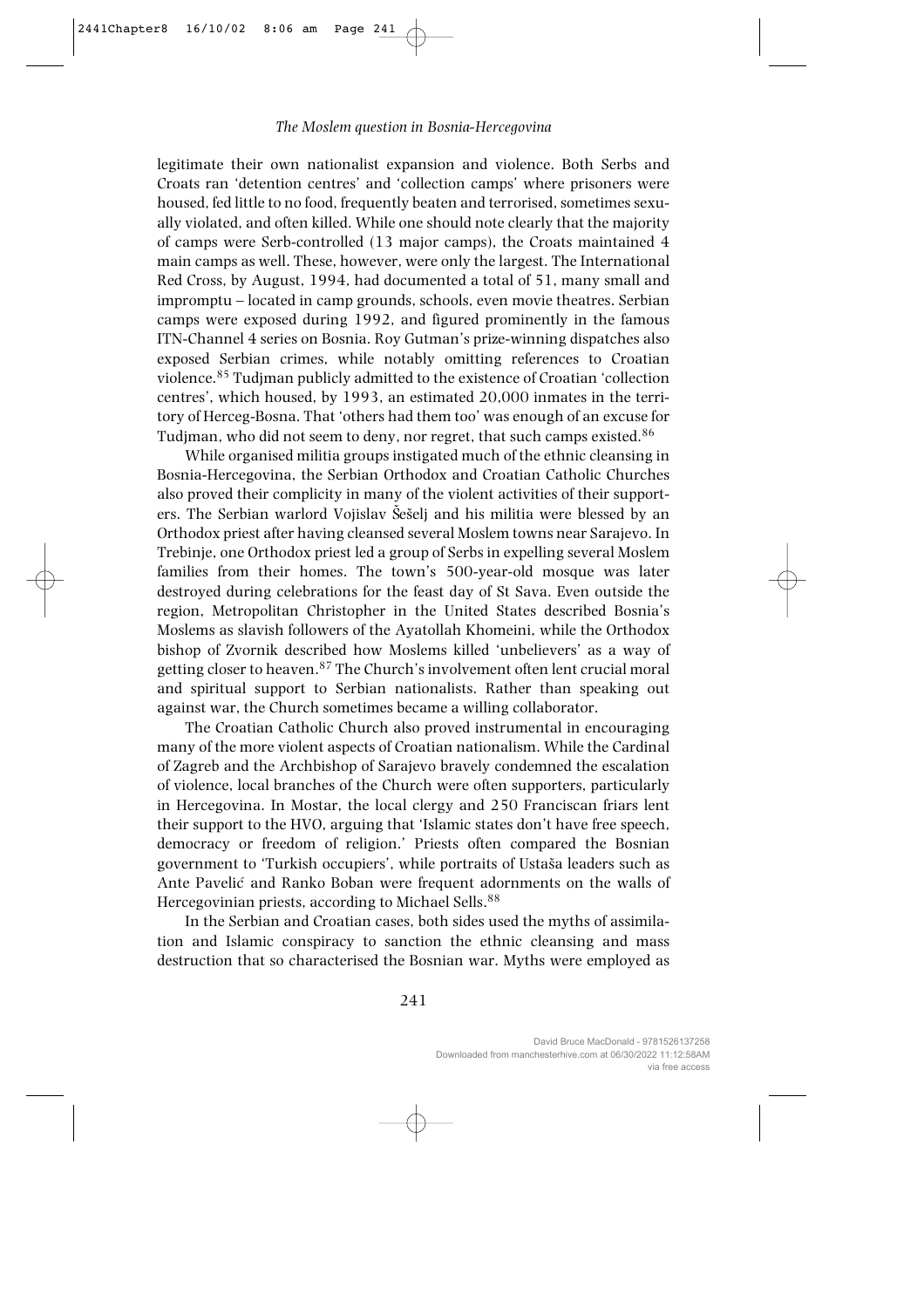legitimate their own nationalist expansion and violence. Both Serbs and Croats ran 'detention centres' and 'collection camps' where prisoners were housed, fed little to no food, frequently beaten and terrorised, sometimes sexually violated, and often killed. While one should note clearly that the majority of camps were Serb-controlled (13 major camps), the Croats maintained 4 main camps as well. These, however, were only the largest. The International Red Cross, by August, 1994, had documented a total of 51, many small and impromptu – located in camp grounds, schools, even movie theatres. Serbian camps were exposed during 1992, and figured prominently in the famous ITN-Channel 4 series on Bosnia. Roy Gutman's prize-winning dispatches also exposed Serbian crimes, while notably omitting references to Croatian violence.[85] Tudjman publicly admitted to the existence of Croatian 'collection centres', which housed, by 1993, an estimated 20,000 inmates in the territory of Herceg-Bosna. That 'others had them too' was enough of an excuse for Tudjman, who did not seem to deny, nor regret, that such camps existed.[86]

While organised militia groups instigated much of the ethnic cleansing in Bosnia-Hercegovina, the Serbian Orthodox and Croatian Catholic Churches also proved their complicity in many of the violent activities of their supporters. The Serbian warlord Vojislav Šešelj and his militia were blessed by an Orthodox priest after having cleansed several Moslem towns near Sarajevo. In Trebinje, one Orthodox priest led a group of Serbs in expelling several Moslem families from their homes. The town's 500-year-old mosque was later destroyed during celebrations for the feast day of St Sava. Even outside the region, Metropolitan Christopher in the United States described Bosnia's Moslems as slavish followers of the Ayatollah Khomeini, while the Orthodox bishop of Zvornik described how Moslems killed 'unbelievers' as a way of getting closer to heaven.[87] The Church's involvement often lent crucial moral and spiritual support to Serbian nationalists. Rather than speaking out against war, the Church sometimes became a willing collaborator.

The Croatian Catholic Church also proved instrumental in encouraging many of the more violent aspects of Croatian nationalism. While the Cardinal of Zagreb and the Archbishop of Sarajevo bravely condemned the escalation of violence, local branches of the Church were often supporters, particularly in Hercegovina. In Mostar, the local clergy and 250 Franciscan friars lent their support to the HVO, arguing that 'Islamic states don't have free speech, democracy or freedom of religion.' Priests often compared the Bosnian government to 'Turkish occupiers', while portraits of Ustaša leaders such as Ante Pavelić and Ranko Boban were frequent adornments on the walls of Hercegovinian priests, according to Michael Sells.[88]

In the Serbian and Croatian cases, both sides used the myths of assimilation and Islamic conspiracy to sanction the ethnic cleansing and mass destruction that so characterised the Bosnian war. Myths were employed as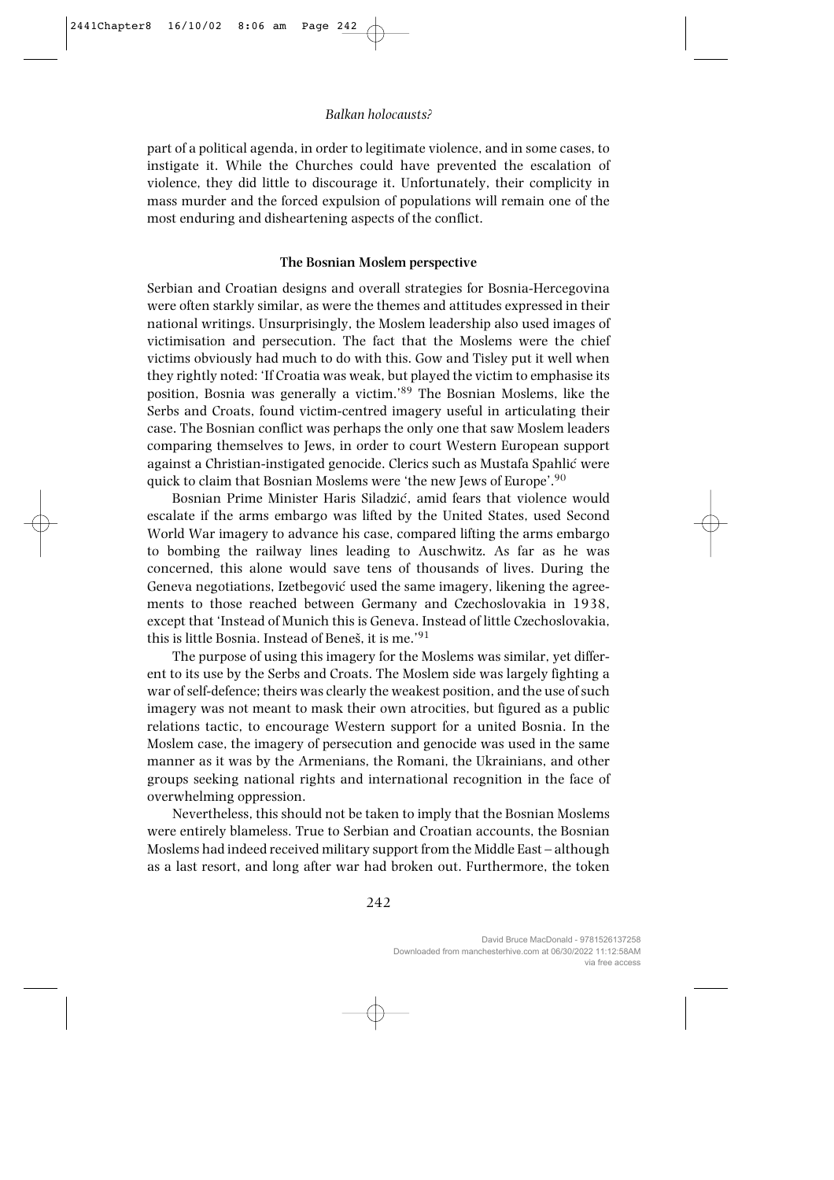part of a political agenda, in order to legitimate violence, and in some cases, to instigate it. While the Churches could have prevented the escalation of violence, they did little to discourage it. Unfortunately, their complicity in mass murder and the forced expulsion of populations will remain one of the most enduring and disheartening aspects of the conflict.

## The Bosnian Moslem perspective

Serbian and Croatian designs and overall strategies for Bosnia-Hercegovina were often starkly similar, as were the themes and attitudes expressed in their national writings. Unsurprisingly, the Moslem leadership also used images of victimisation and persecution. The fact that the Moslems were the chief victims obviously had much to do with this. Gow and Tisley put it well when they rightly noted: 'If Croatia was weak, but played the victim to emphasise its position, Bosnia was generally a victim.'[89] The Bosnian Moslems, like the Serbs and Croats, found victim-centred imagery useful in articulating their case. The Bosnian conflict was perhaps the only one that saw Moslem leaders comparing themselves to Jews, in order to court Western European support against a Christian-instigated genocide. Clerics such as Mustafa Spahlić were quick to claim that Bosnian Moslems were 'the new Jews of Europe'.[90]

Bosnian Prime Minister Haris Siladzić, amid fears that violence would escalate if the arms embargo was lifted by the United States, used Second World War imagery to advance his case, compared lifting the arms embargo to bombing the railway lines leading to Auschwitz. As far as he was concerned, this alone would save tens of thousands of lives. During the Geneva negotiations, Izetbegović used the same imagery, likening the agreements to those reached between Germany and Czechoslovakia in 1938, except that 'Instead of Munich this is Geneva. Instead of little Czechoslovakia, this is little Bosnia. Instead of Beneš, it is me.'[91]

The purpose of using this imagery for the Moslems was similar, yet different to its use by the Serbs and Croats. The Moslem side was largely fighting a war of self-defence; theirs was clearly the weakest position, and the use of such imagery was not meant to mask their own atrocities, but figured as a public relations tactic, to encourage Western support for a united Bosnia. In the Moslem case, the imagery of persecution and genocide was used in the same manner as it was by the Armenians, the Romani, the Ukrainians, and other groups seeking national rights and international recognition in the face of overwhelming oppression.

Nevertheless, this should not be taken to imply that the Bosnian Moslems were entirely blameless. True to Serbian and Croatian accounts, the Bosnian Moslems had indeed received military support from the Middle East – although as a last resort, and long after war had broken out. Furthermore, the token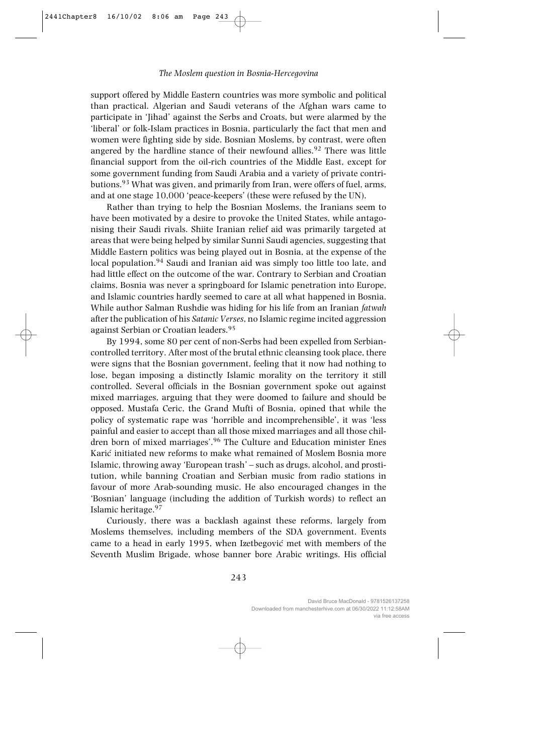support offered by Middle Eastern countries was more symbolic and political than practical. Algerian and Saudi veterans of the Afghan wars came to participate in 'Jihad' against the Serbs and Croats, but were alarmed by the 'liberal' or folk-Islam practices in Bosnia, particularly the fact that men and women were fighting side by side. Bosnian Moslems, by contrast, were often angered by the hardline stance of their newfound allies.[92] There was little financial support from the oil-rich countries of the Middle East, except for some government funding from Saudi Arabia and a variety of private contributions.[93] What was given, and primarily from Iran, were offers of fuel, arms, and at one stage 10,000 'peace-keepers' (these were refused by the UN).

Rather than trying to help the Bosnian Moslems, the Iranians seem to have been motivated by a desire to provoke the United States, while antagonising their Saudi rivals. Shiite Iranian relief aid was primarily targeted at areas that were being helped by similar Sunni Saudi agencies, suggesting that Middle Eastern politics was being played out in Bosnia, at the expense of the local population.[94] Saudi and Iranian aid was simply too little too late, and had little effect on the outcome of the war. Contrary to Serbian and Croatian claims, Bosnia was never a springboard for Islamic penetration into Europe, and Islamic countries hardly seemed to care at all what happened in Bosnia. While author Salman Rushdie was hiding for his life from an Iranian *fatwah* after the publication of his *Satanic Verses*, no Islamic regime incited aggression against Serbian or Croatian leaders.[95]

By 1994, some 80 per cent of non-Serbs had been expelled from Serbian-controlled territory. After most of the brutal ethnic cleansing took place, there were signs that the Bosnian government, feeling that it now had nothing to lose, began imposing a distinctly Islamic morality on the territory it still controlled. Several officials in the Bosnian government spoke out against mixed marriages, arguing that they were doomed to failure and should be opposed. Mustafa Ceric, the Grand Mufti of Bosnia, opined that while the policy of systematic rape was 'horrible and incomprehensible', it was 'less painful and easier to accept than all those mixed marriages and all those children born of mixed marriages'.[96] The Culture and Education minister Enes Karić initiated new reforms to make what remained of Moslem Bosnia more Islamic, throwing away 'European trash' – such as drugs, alcohol, and prostitution, while banning Croatian and Serbian music from radio stations in favour of more Arab-sounding music. He also encouraged changes in the 'Bosnian' language (including the addition of Turkish words) to reflect an Islamic heritage.[97]

Curiously, there was a backlash against these reforms, largely from Moslems themselves, including members of the SDA government. Events came to a head in early 1995, when Izetbegović met with members of the Seventh Muslim Brigade, whose banner bore Arabic writings. His official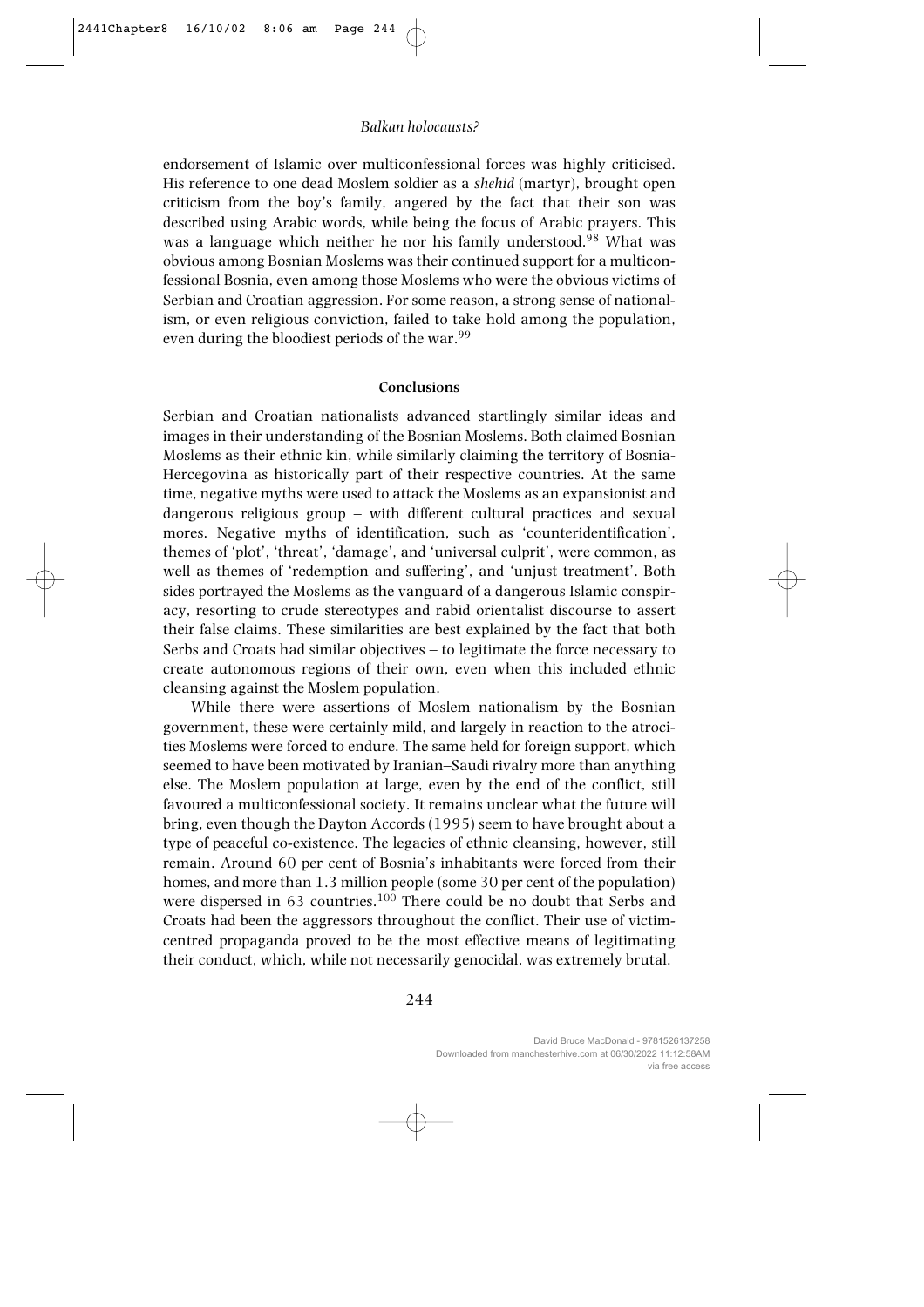endorsement of Islamic over multiconfessional forces was highly criticised. His reference to one dead Moslem soldier as a *shehid* (martyr), brought open criticism from the boy's family, angered by the fact that their son was described using Arabic words, while being the focus of Arabic prayers. This was a language which neither he nor his family understood.[98] What was obvious among Bosnian Moslems was their continued support for a multiconfessional Bosnia, even among those Moslems who were the obvious victims of Serbian and Croatian aggression. For some reason, a strong sense of nationalism, or even religious conviction, failed to take hold among the population, even during the bloodiest periods of the war.[99]

## Conclusions

Serbian and Croatian nationalists advanced startlingly similar ideas and images in their understanding of the Bosnian Moslems. Both claimed Bosnian Moslems as their ethnic kin, while similarly claiming the territory of Bosnia-Hercegovina as historically part of their respective countries. At the same time, negative myths were used to attack the Moslems as an expansionist and dangerous religious group – with different cultural practices and sexual mores. Negative myths of identification, such as 'counteridentification', themes of 'plot', 'threat', 'damage', and 'universal culprit', were common, as well as themes of 'redemption and suffering', and 'unjust treatment'. Both sides portrayed the Moslems as the vanguard of a dangerous Islamic conspiracy, resorting to crude stereotypes and rabid orientalist discourse to assert their false claims. These similarities are best explained by the fact that both Serbs and Croats had similar objectives – to legitimate the force necessary to create autonomous regions of their own, even when this included ethnic cleansing against the Moslem population.

While there were assertions of Moslem nationalism by the Bosnian government, these were certainly mild, and largely in reaction to the atrocities Moslems were forced to endure. The same held for foreign support, which seemed to have been motivated by Iranian–Saudi rivalry more than anything else. The Moslem population at large, even by the end of the conflict, still favoured a multiconfessional society. It remains unclear what the future will bring, even though the Dayton Accords (1995) seem to have brought about a type of peaceful co-existence. The legacies of ethnic cleansing, however, still remain. Around 60 per cent of Bosnia's inhabitants were forced from their homes, and more than 1.3 million people (some 30 per cent of the population) were dispersed in 63 countries.[100] There could be no doubt that Serbs and Croats had been the aggressors throughout the conflict. Their use of victim-centred propaganda proved to be the most effective means of legitimating their conduct, which, while not necessarily genocidal, was extremely brutal.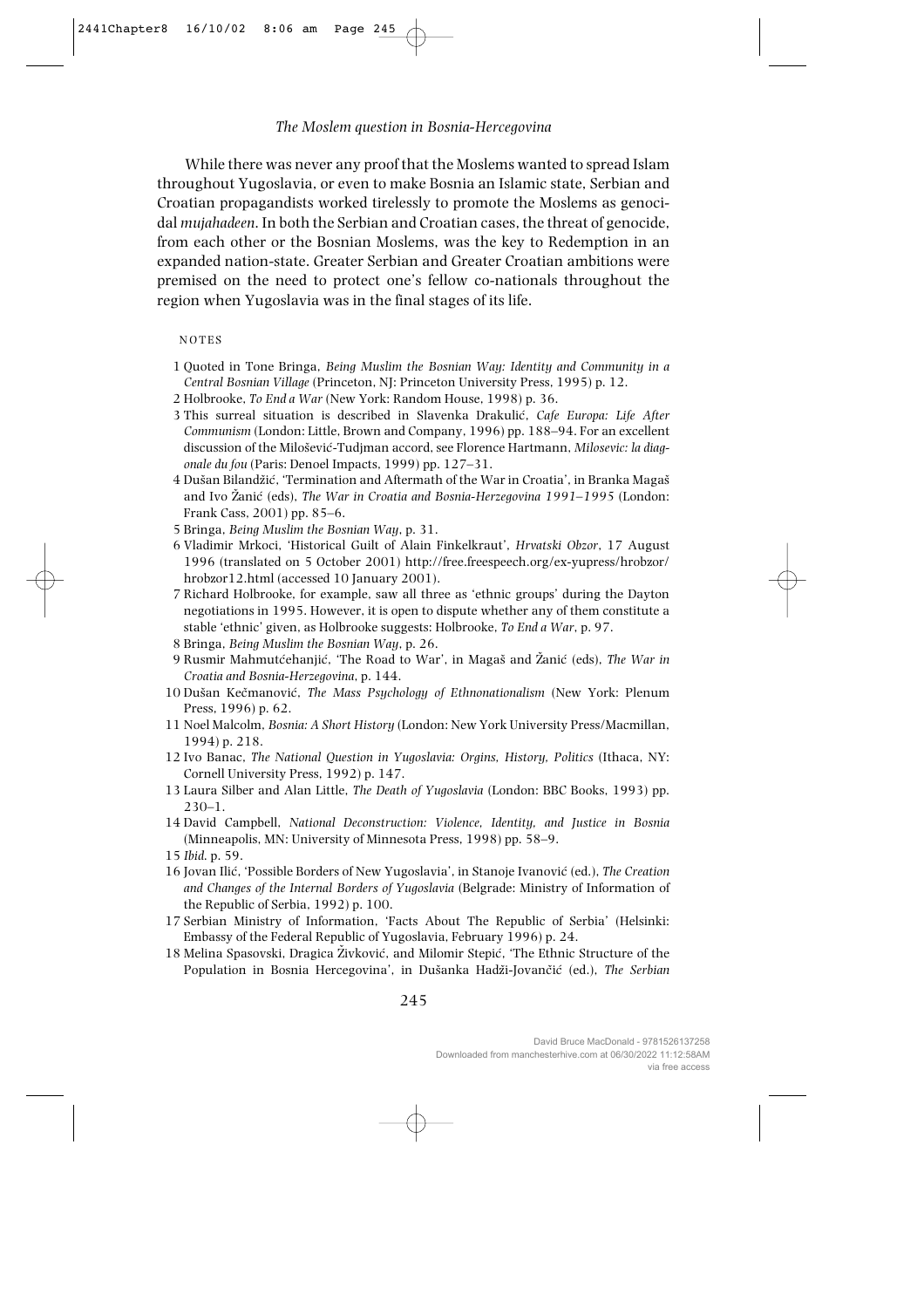While there was never any proof that the Moslems wanted to spread Islam throughout Yugoslavia, or even to make Bosnia an Islamic state, Serbian and Croatian propagandists worked tirelessly to promote the Moslems as genocidal *mujahadeen*. In both the Serbian and Croatian cases, the threat of genocide, from each other or the Bosnian Moslems, was the key to Redemption in an expanded nation-state. Greater Serbian and Greater Croatian ambitions were premised on the need to protect one's fellow co-nationals throughout the region when Yugoslavia was in the final stages of its life.

NOTES

1 Quoted in Tone Bringa, *Being Muslim the Bosnian Way: Identity and Community in a Central Bosnian Village* (Princeton, NJ: Princeton University Press, 1995) p. 12.

2 Holbrooke, *To End a War* (New York: Random House, 1998) p. 36.

3 This surreal situation is described in Slavenka Drakulić, *Cafe Europa: Life After Communism* (London: Little, Brown and Company, 1996) pp. 188–94. For an excellent discussion of the Milošević-Tudjman accord, see Florence Hartmann, *Milosevic: la diagonale du fou* (Paris: Denoel Impacts, 1999) pp. 127–31.

4 Dušan Bilandžić, 'Termination and Aftermath of the War in Croatia', in Branka Magaš and Ivo Žanić (eds), *The War in Croatia and Bosnia-Herzegovina 1991–1995* (London: Frank Cass, 2001) pp. 85–6.

5 Bringa, *Being Muslim the Bosnian Way*, p. 31.

6 Vladimir Mrkoci, 'Historical Guilt of Alain Finkelkraut', *Hrvatski Obzor*, 17 August 1996 (translated on 5 October 2001) http://free.freespeech.org/ex-yupress/hrobzor/hrobzor12.html (accessed 10 January 2001).

7 Richard Holbrooke, for example, saw all three as 'ethnic groups' during the Dayton negotiations in 1995. However, it is open to dispute whether any of them constitute a stable 'ethnic' given, as Holbrooke suggests: Holbrooke, *To End a War*, p. 97.

8 Bringa, *Being Muslim the Bosnian Way*, p. 26.

9 Rusmir Mahmutćehanjić, 'The Road to War', in Magaš and Žanić (eds), *The War in Croatia and Bosnia-Herzegovina*, p. 144.

10 Dušan Kečmanović, *The Mass Psychology of Ethnonationalism* (New York: Plenum Press, 1996) p. 62.

11 Noel Malcolm, *Bosnia: A Short History* (London: New York University Press/Macmillan, 1994) p. 218.

12 Ivo Banac, *The National Question in Yugoslavia: Orgins, History, Politics* (Ithaca, NY: Cornell University Press, 1992) p. 147.

13 Laura Silber and Alan Little, *The Death of Yugoslavia* (London: BBC Books, 1993) pp. 230–1.

14 David Campbell, *National Deconstruction: Violence, Identity, and Justice in Bosnia* (Minneapolis, MN: University of Minnesota Press, 1998) pp. 58–9.

15 *Ibid.* p. 59.

16 Jovan Ilić, 'Possible Borders of New Yugoslavia', in Stanoje Ivanović (ed.), *The Creation and Changes of the Internal Borders of Yugoslavia* (Belgrade: Ministry of Information of the Republic of Serbia, 1992) p. 100.

17 Serbian Ministry of Information, 'Facts About The Republic of Serbia' (Helsinki: Embassy of the Federal Republic of Yugoslavia, February 1996) p. 24.

18 Melina Spasovski, Dragica Živković, and Milomir Stepić, 'The Ethnic Structure of the Population in Bosnia Hercegovina', in Dušanka Hadži-Jovančić (ed.), *The Serbian*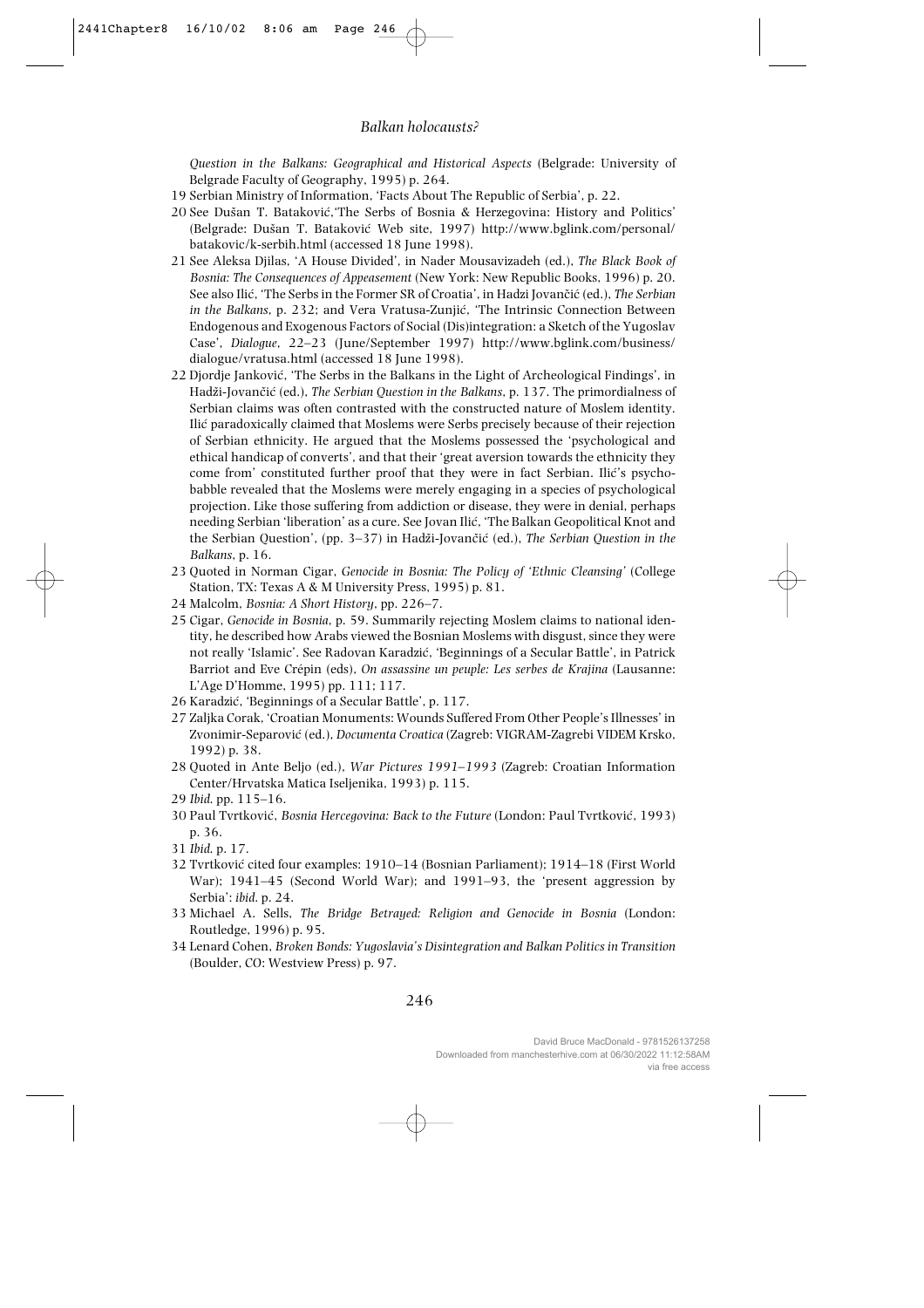*Question in the Balkans: Geographical and Historical Aspects* (Belgrade: University of Belgrade Faculty of Geography, 1995) p. 264.

19 Serbian Ministry of Information, 'Facts About The Republic of Serbia', p. 22.

20 See Dušan T. Bataković,'The Serbs of Bosnia & Herzegovina: History and Politics' (Belgrade: Dušan T. Bataković Web site, 1997) http://www.bglink.com/personal/batakovic/k-serbih.html (accessed 18 June 1998).

21 See Aleksa Djilas, 'A House Divided', in Nader Mousavizadeh (ed.), *The Black Book of Bosnia: The Consequences of Appeasement* (New York: New Republic Books, 1996) p. 20. See also Ilić, 'The Serbs in the Former SR of Croatia', in Hadzi Jovančić (ed.), *The Serbian in the Balkans*, p. 232; and Vera Vratusa-Zunjić, 'The Intrinsic Connection Between Endogenous and Exogenous Factors of Social (Dis)integration: a Sketch of the Yugoslav Case', *Dialogue*, 22–23 (June/September 1997) http://www.bglink.com/business/dialogue/vratusa.html (accessed 18 June 1998).

22 Djordje Janković, 'The Serbs in the Balkans in the Light of Archeological Findings', in Hadži-Jovančić (ed.), *The Serbian Question in the Balkans*, p. 137. The primordialness of Serbian claims was often contrasted with the constructed nature of Moslem identity. Ilić paradoxically claimed that Moslems were Serbs precisely because of their rejection of Serbian ethnicity. He argued that the Moslems possessed the 'psychological and ethical handicap of converts', and that their 'great aversion towards the ethnicity they come from' constituted further proof that they were in fact Serbian. Ilić's psychobabble revealed that the Moslems were merely engaging in a species of psychological projection. Like those suffering from addiction or disease, they were in denial, perhaps needing Serbian 'liberation' as a cure. See Jovan Ilić, 'The Balkan Geopolitical Knot and the Serbian Question', (pp. 3–37) in Hadži-Jovančić (ed.), *The Serbian Question in the Balkans*, p. 16.

23 Quoted in Norman Cigar, *Genocide in Bosnia: The Policy of 'Ethnic Cleansing'* (College Station, TX: Texas A & M University Press, 1995) p. 81.

24 Malcolm, *Bosnia: A Short History*, pp. 226–7.

25 Cigar, *Genocide in Bosnia*, p. 59. Summarily rejecting Moslem claims to national identity, he described how Arabs viewed the Bosnian Moslems with disgust, since they were not really 'Islamic'. See Radovan Karadzić, 'Beginnings of a Secular Battle', in Patrick Barriot and Eve Crépin (eds), *On assassine un peuple: Les serbes de Krajina* (Lausanne: L'Age D'Homme, 1995) pp. 111; 117.

26 Karadzić, 'Beginnings of a Secular Battle', p. 117.

27 Zaljka Corak, 'Croatian Monuments: Wounds Suffered From Other People's Illnesses' in Zvonimir-Separović (ed.), *Documenta Croatica* (Zagreb: VIGRAM-Zagrebi VIDEM Krsko, 1992) p. 38.

28 Quoted in Ante Beljo (ed.), *War Pictures 1991–1993* (Zagreb: Croatian Information Center/Hrvatska Matica Iseljenika, 1993) p. 115.

29 *Ibid*. pp. 115–16.

30 Paul Tvrtković, *Bosnia Hercegovina: Back to the Future* (London: Paul Tvrtković, 1993) p. 36.

31 *Ibid*. p. 17.

32 Tvrtković cited four examples: 1910–14 (Bosnian Parliament); 1914–18 (First World War); 1941–45 (Second World War); and 1991–93, the 'present aggression by Serbia': *ibid*. p. 24.

33 Michael A. Sells, *The Bridge Betrayed: Religion and Genocide in Bosnia* (London: Routledge, 1996) p. 95.

34 Lenard Cohen, *Broken Bonds: Yugoslavia's Disintegration and Balkan Politics in Transition* (Boulder, CO: Westview Press) p. 97.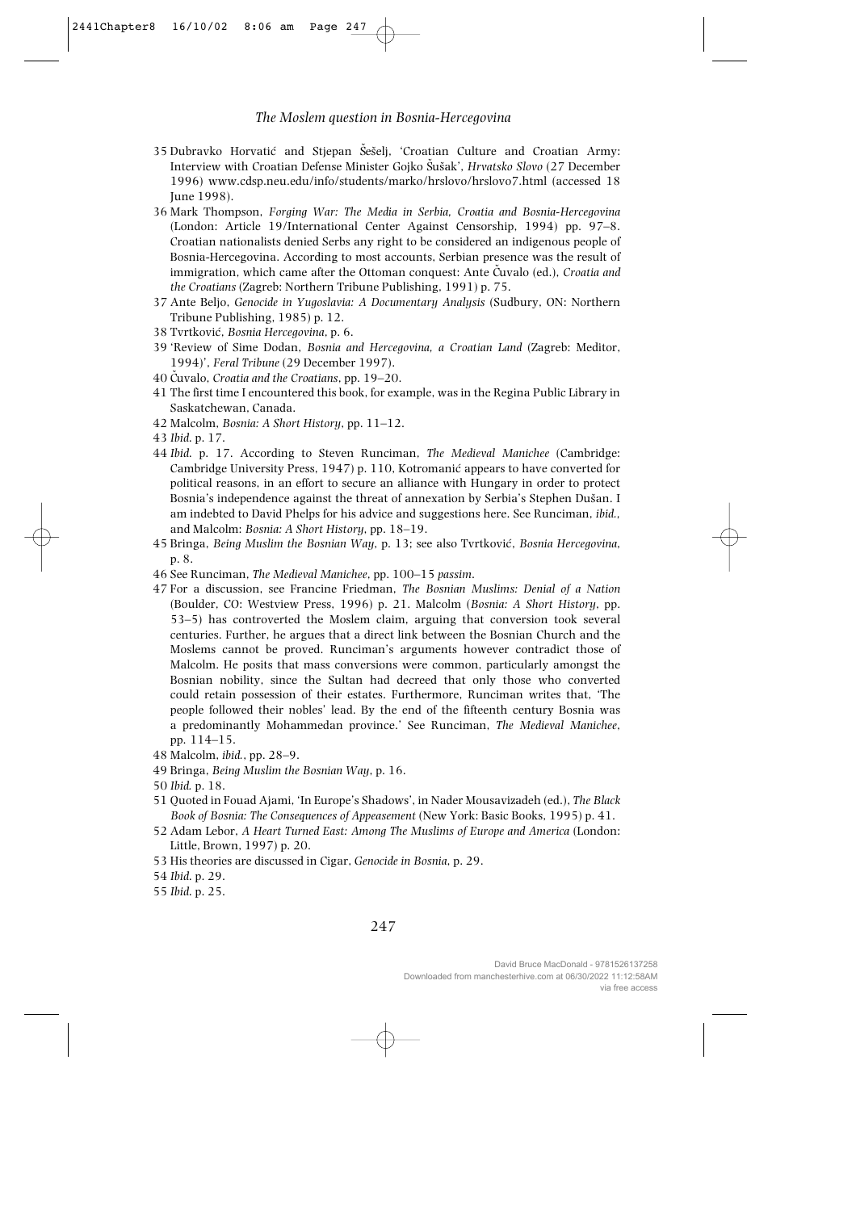35 Dubravko Horvatić and Stjepan Šešelj, 'Croatian Culture and Croatian Army: Interview with Croatian Defense Minister Gojko Šušak', *Hrvatsko Slovo* (27 December 1996) www.cdsp.neu.edu/info/students/marko/hrslovo/hrslovo7.html (accessed 18 June 1998).

36 Mark Thompson, *Forging War: The Media in Serbia, Croatia and Bosnia-Hercegovina* (London: Article 19/International Center Against Censorship, 1994) pp. 97–8. Croatian nationalists denied Serbs any right to be considered an indigenous people of Bosnia-Hercegovina. According to most accounts, Serbian presence was the result of immigration, which came after the Ottoman conquest: Ante Čuvalo (ed.), *Croatia and the Croatians* (Zagreb: Northern Tribune Publishing, 1991) p. 75.

37 Ante Beljo, *Genocide in Yugoslavia: A Documentary Analysis* (Sudbury, ON: Northern Tribune Publishing, 1985) p. 12.

38 Tvrtković, *Bosnia Hercegovina*, p. 6.

39 'Review of Sime Dodan, *Bosnia and Hercegovina, a Croatian Land* (Zagreb: Meditor, 1994)', *Feral Tribune* (29 December 1997).

40 Čuvalo, *Croatia and the Croatians*, pp. 19–20.

41 The first time I encountered this book, for example, was in the Regina Public Library in Saskatchewan, Canada.

42 Malcolm, *Bosnia: A Short History*, pp. 11–12.

43 *Ibid.* p. 17.

44 *Ibid.* p. 17. According to Steven Runciman, *The Medieval Manichee* (Cambridge: Cambridge University Press, 1947) p. 110, Kotromanić appears to have converted for political reasons, in an effort to secure an alliance with Hungary in order to protect Bosnia's independence against the threat of annexation by Serbia's Stephen Dušan. I am indebted to David Phelps for his advice and suggestions here. See Runciman, *ibid.*, and Malcolm: *Bosnia: A Short History*, pp. 18–19.

45 Bringa, *Being Muslim the Bosnian Way*, p. 13; see also Tvrtković, *Bosnia Hercegovina*, p. 8.

46 See Runciman, *The Medieval Manichee*, pp. 100–15 *passim*.

47 For a discussion, see Francine Friedman, *The Bosnian Muslims: Denial of a Nation* (Boulder, CO: Westview Press, 1996) p. 21. Malcolm (*Bosnia: A Short History*, pp. 53–5) has controverted the Moslem claim, arguing that conversion took several centuries. Further, he argues that a direct link between the Bosnian Church and the Moslems cannot be proved. Runciman's arguments however contradict those of Malcolm. He posits that mass conversions were common, particularly amongst the Bosnian nobility, since the Sultan had decreed that only those who converted could retain possession of their estates. Furthermore, Runciman writes that, 'The people followed their nobles' lead. By the end of the fifteenth century Bosnia was a predominantly Mohammedan province.' See Runciman, *The Medieval Manichee*, pp. 114–15.

48 Malcolm, *ibid.*, pp. 28–9.

49 Bringa, *Being Muslim the Bosnian Way*, p. 16.

50 *Ibid.* p. 18.

51 Quoted in Fouad Ajami, 'In Europe's Shadows', in Nader Mousavizadeh (ed.), *The Black Book of Bosnia: The Consequences of Appeasement* (New York: Basic Books, 1995) p. 41.

52 Adam Lebor, *A Heart Turned East: Among The Muslims of Europe and America* (London: Little, Brown, 1997) p. 20.

53 His theories are discussed in Cigar, *Genocide in Bosnia*, p. 29.

54 *Ibid.* p. 29.

55 *Ibid.* p. 25.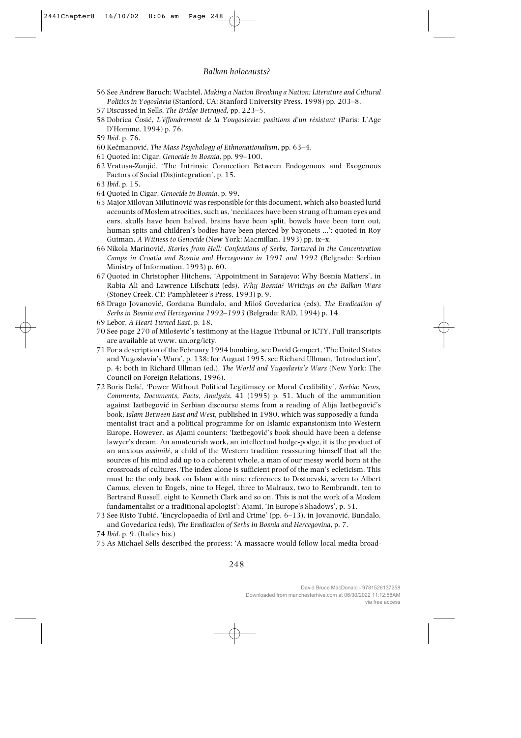56 See Andrew Baruch: Wachtel, *Making a Nation Breaking a Nation: Literature and Cultural Politics in Yogoslavia* (Stanford, CA: Stanford University Press, 1998) pp. 203–8.

57 Discussed in Sells, *The Bridge Betrayed*, pp. 223–5.

58 Dobrica Ćosić, *L'éffondrement de la Yougoslavie: positions d'un résistant* (Paris: L'Age D'Homme, 1994) p. 76.

59 *Ibid.* p. 76.

60 Kečmanović, *The Mass Psychology of Ethnonationalism*, pp. 63–4.

61 Quoted in: Cigar, *Genocide in Bosnia*, pp. 99–100.

62 Vratusa-Zunjić, 'The Intrinsic Connection Between Endogenous and Exogenous Factors of Social (Dis)integration', p. 15.

63 *Ibid.* p. 15.

64 Quoted in Cigar, *Genocide in Bosnia*, p. 99.

65 Major Milovan Milutinović was responsible for this document, which also boasted lurid accounts of Moslem atrocities, such as, 'necklaces have been strung of human eyes and ears, skulls have been halved, brains have been split, bowels have been torn out, human spits and children's bodies have been pierced by bayonets ...': quoted in Roy Gutman, *A Witness to Genocide* (New York: Macmillan, 1993) pp. ix–x.

66 Nikola Marinović, *Stories from Hell: Confessions of Serbs, Tortured in the Concentration Camps in Croatia and Bosnia and Herzegovina in 1991 and 1992* (Belgrade: Serbian Ministry of Information, 1993) p. 60.

67 Quoted in Christopher Hitchens, 'Appointment in Sarajevo: Why Bosnia Matters', in Rabia Ali and Lawrence Lifschutz (eds), *Why Bosnia? Writings on the Balkan Wars* (Stoney Creek, CT: Pamphleteer's Press, 1993) p. 9.

68 Drago Jovanović, Gordana Bundalo, and Miloš Govedarica (eds), *The Eradication of Serbs in Bosnia and Hercegovina 1992–1993* (Belgrade: RAD, 1994) p. 14.

69 Lebor, *A Heart Turned East*, p. 18.

70 See page 270 of Milošević's testimony at the Hague Tribunal or ICTY. Full transcripts are available at www. un.org/icty.

71 For a description of the February 1994 bombing, see David Gompert, 'The United States and Yugoslavia's Wars', p. 138; for August 1995, see Richard Ullman, 'Introduction', p. 4; both in Richard Ullman (ed.), *The World and Yugoslavia's Wars* (New York: The Council on Foreign Relations, 1996).

72 Boris Delić, 'Power Without Political Legitimacy or Moral Credibility', *Serbia: News, Comments, Documents, Facts, Analysis*, 41 (1995) p. 51. Much of the ammunition against Izetbegović in Serbian discourse stems from a reading of Alija Izetbegović's book, *Islam Between East and West,* published in 1980, which was supposedly a fundamentalist tract and a political programme for on Islamic expansionism into Western Europe. However, as Ajami counters: 'Izetbegović's book should have been a defense lawyer's dream. An amateurish work, an intellectual hodge-podge, it is the product of an anxious *assimilé*, a child of the Western tradition reassuring himself that all the sources of his mind add up to a coherent whole, a man of our messy world born at the crossroads of cultures. The index alone is sufficient proof of the man's ecleticism. This must be the only book on Islam with nine references to Dostoevski, seven to Albert Camus, eleven to Engels, nine to Hegel, three to Malraux, two to Rembrandt, ten to Bertrand Russell, eight to Kenneth Clark and so on. This is not the work of a Moslem fundamentalist or a traditional apologist': Ajami, 'In Europe's Shadows', p. 51.

73 See Risto Tubić, 'Encyclopaedia of Evil and Crime' (pp. 6–13). in Jovanović, Bundalo, and Govedarica (eds), *The Eradication of Serbs in Bosnia and Hercegovina*, p. 7.

74 *Ibid.* p. 9. (Italics his.)

75 As Michael Sells described the process: 'A massacre would follow local media broad-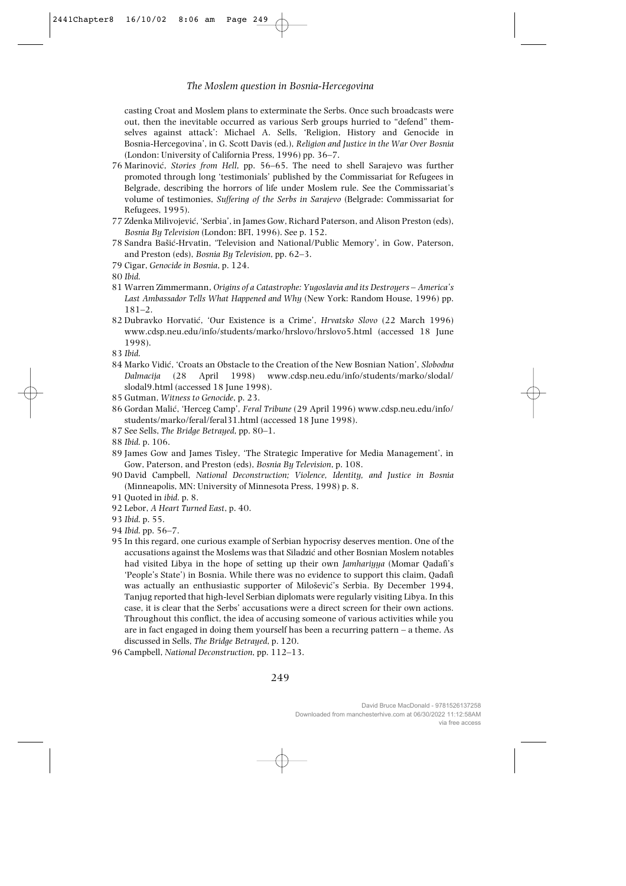casting Croat and Moslem plans to exterminate the Serbs. Once such broadcasts were out, then the inevitable occurred as various Serb groups hurried to "defend" themselves against attack': Michael A. Sells, 'Religion, History and Genocide in Bosnia-Hercegovina', in G. Scott Davis (ed.), *Religion and Justice in the War Over Bosnia* (London: University of California Press, 1996) pp. 36–7.

76 Marinović, *Stories from Hell*, pp. 56–65. The need to shell Sarajevo was further promoted through long 'testimonials' published by the Commissariat for Refugees in Belgrade, describing the horrors of life under Moslem rule. See the Commissariat's volume of testimonies, *Suffering of the Serbs in Sarajevo* (Belgrade: Commissariat for Refugees, 1995).

77 Zdenka Milivojević, 'Serbia', in James Gow, Richard Paterson, and Alison Preston (eds), *Bosnia By Television* (London: BFI, 1996). See p. 152.

78 Sandra Bašić-Hrvatin, 'Television and National/Public Memory', in Gow, Paterson, and Preston (eds), *Bosnia By Television*, pp. 62–3.

79 Cigar, *Genocide in Bosnia*, p. 124.

80 *Ibid.*

81 Warren Zimmermann, *Origins of a Catastrophe: Yugoslavia and its Destroyers – America's Last Ambassador Tells What Happened and Why* (New York: Random House, 1996) pp. 181–2.

82 Dubravko Horvatić, 'Our Existence is a Crime', *Hrvatsko Slovo* (22 March 1996) www.cdsp.neu.edu/info/students/marko/hrslovo/hrslovo5.html (accessed 18 June 1998).

83 *Ibid.*

84 Marko Vidić, 'Croats an Obstacle to the Creation of the New Bosnian Nation', *Slobodna Dalmacija* (28 April 1998) www.cdsp.neu.edu/info/students/marko/slodal/slodal9.html (accessed 18 June 1998).

85 Gutman, *Witness to Genocide*, p. 23.

86 Gordan Malić, 'Herceg Camp', *Feral Tribune* (29 April 1996) www.cdsp.neu.edu/info/students/marko/feral/feral31.html (accessed 18 June 1998).

87 See Sells, *The Bridge Betrayed*, pp. 80–1.

88 *Ibid.* p. 106.

89 James Gow and James Tisley, 'The Strategic Imperative for Media Management', in Gow, Paterson, and Preston (eds), *Bosnia By Television*, p. 108.

90 David Campbell, *National Deconstruction; Violence, Identity, and Justice in Bosnia* (Minneapolis, MN: University of Minnesota Press, 1998) p. 8.

91 Quoted in *ibid.* p. 8.

92 Lebor, *A Heart Turned East*, p. 40.

93 *Ibid.* p. 55.

94 *Ibid.* pp. 56–7.

95 In this regard, one curious example of Serbian hypocrisy deserves mention. One of the accusations against the Moslems was that Siladzić and other Bosnian Moslem notables had visited Libya in the hope of setting up their own *Jamhariyya* (Momar Qadafi's 'People's State') in Bosnia. While there was no evidence to support this claim, Qadafi was actually an enthusiastic supporter of Milošević's Serbia. By December 1994, Tanjug reported that high-level Serbian diplomats were regularly visiting Libya. In this case, it is clear that the Serbs' accusations were a direct screen for their own actions. Throughout this conflict, the idea of accusing someone of various activities while you are in fact engaged in doing them yourself has been a recurring pattern – a theme. As discussed in Sells, *The Bridge Betrayed*, p. 120.

96 Campbell, *National Deconstruction*, pp. 112–13.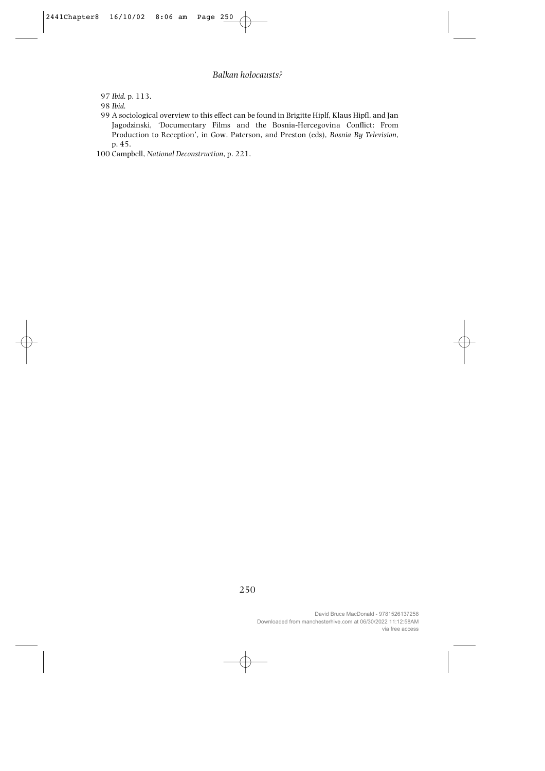97 *Ibid.* p. 113.

98 *Ibid.*

99 A sociological overview to this effect can be found in Brigitte Hiplf, Klaus Hipfl, and Jan Jagodzinski, 'Documentary Films and the Bosnia-Hercegovina Conflict: From Production to Reception', in Gow, Paterson, and Preston (eds), *Bosnia By Television*, p. 45.

100 Campbell, *National Deconstruction*, p. 221.